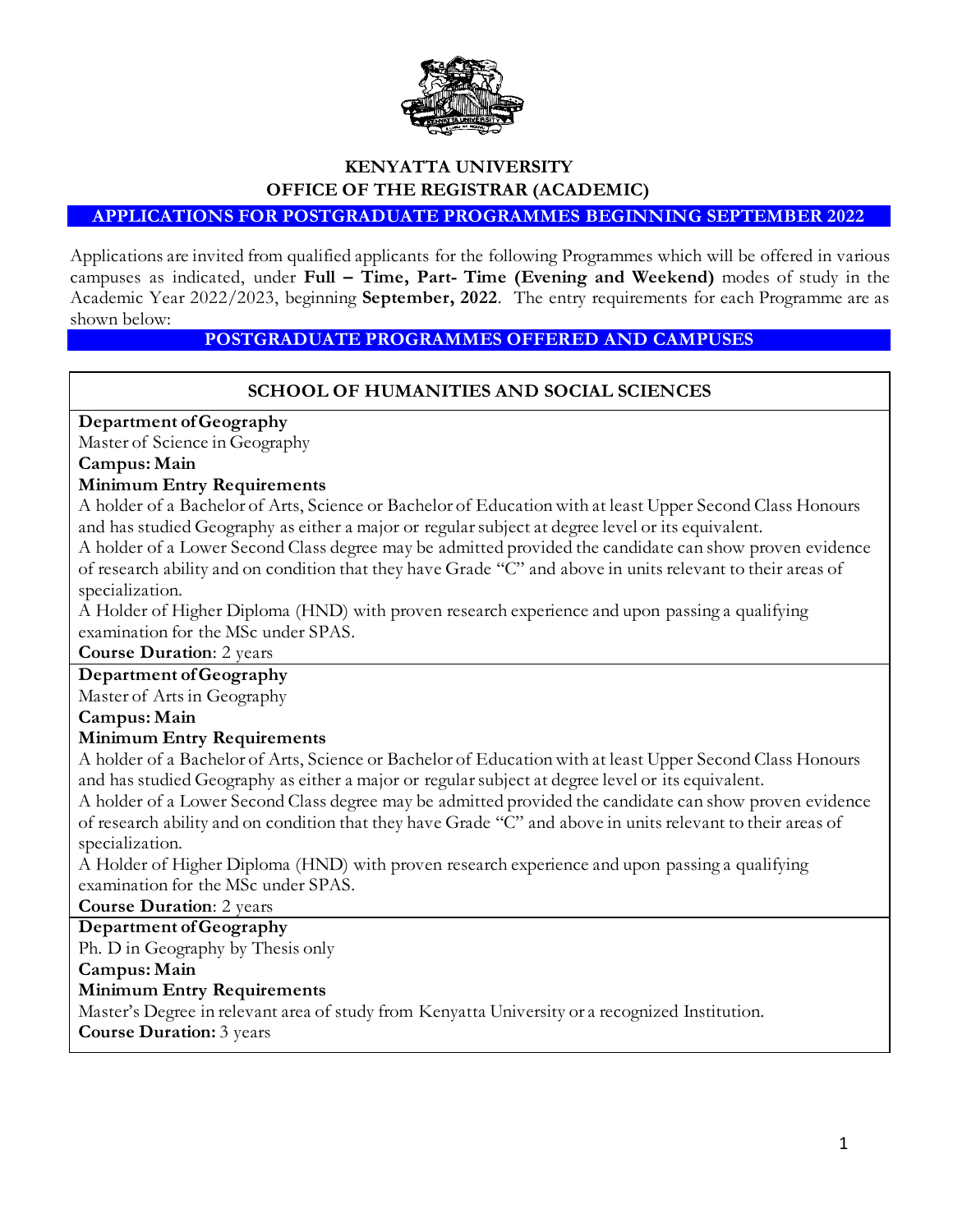# KENYATTA UNIVERSITY
## OFFICE OF THE REGISTRAR (ACADEMIC)

**APPLICATIONS FOR POSTGRADUATE PROGRAMMES BEGINNING SEPTEMBER 2022**

Applications are invited from qualified applicants for the following Programmes which will be offered in various campuses as indicated, under **Full – Time, Part- Time (Evening and Weekend)** modes of study in the Academic Year 2022/2023, beginning **September, 2022**. The entry requirements for each Programme are as shown below:

**POSTGRADUATE PROGRAMMES OFFERED AND CAMPUSES**

### SCHOOL OF HUMANITIES AND SOCIAL SCIENCES

**Department of Geography**
Master of Science in Geography
**Campus: Main**
**Minimum Entry Requirements**
A holder of a Bachelor of Arts, Science or Bachelor of Education with at least Upper Second Class Honours and has studied Geography as either a major or regular subject at degree level or its equivalent.
A holder of a Lower Second Class degree may be admitted provided the candidate can show proven evidence of research ability and on condition that they have Grade "C" and above in units relevant to their areas of specialization.
A Holder of Higher Diploma (HND) with proven research experience and upon passing a qualifying examination for the MSc under SPAS.
**Course Duration**: 2 years

**Department of Geography**
Master of Arts in Geography
**Campus: Main**
**Minimum Entry Requirements**
A holder of a Bachelor of Arts, Science or Bachelor of Education with at least Upper Second Class Honours and has studied Geography as either a major or regular subject at degree level or its equivalent.
A holder of a Lower Second Class degree may be admitted provided the candidate can show proven evidence of research ability and on condition that they have Grade "C" and above in units relevant to their areas of specialization.
A Holder of Higher Diploma (HND) with proven research experience and upon passing a qualifying examination for the MSc under SPAS.
**Course Duration**: 2 years

**Department of Geography**
Ph. D in Geography by Thesis only
**Campus: Main**
**Minimum Entry Requirements**
Master's Degree in relevant area of study from Kenyatta University or a recognized Institution.
**Course Duration:** 3 years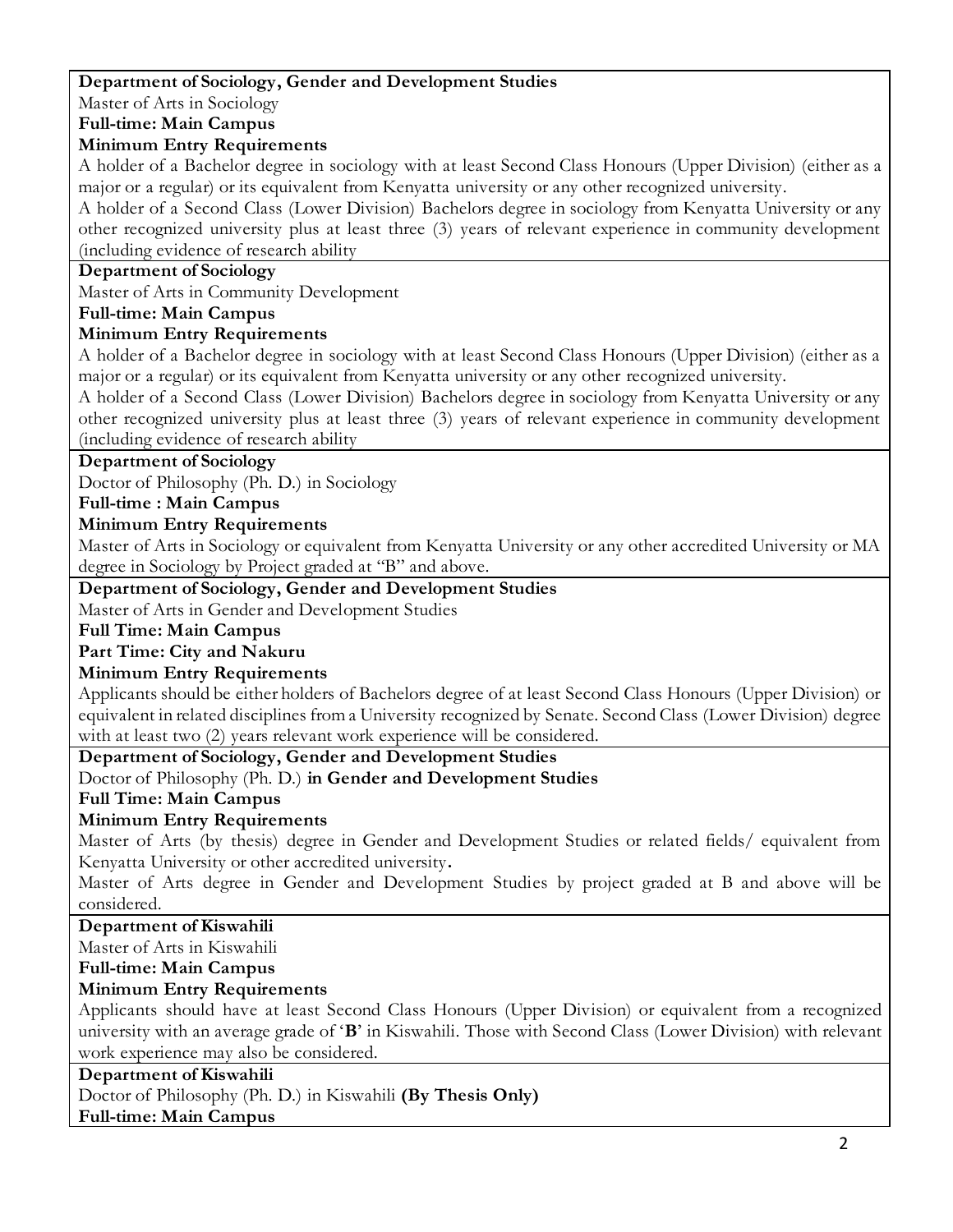**Department of Sociology, Gender and Development Studies**

Master of Arts in Sociology

**Full-time: Main Campus**

**Minimum Entry Requirements**

A holder of a Bachelor degree in sociology with at least Second Class Honours (Upper Division) (either as a major or a regular) or its equivalent from Kenyatta university or any other recognized university.

A holder of a Second Class (Lower Division) Bachelors degree in sociology from Kenyatta University or any other recognized university plus at least three (3) years of relevant experience in community development (including evidence of research ability

**Department of Sociology**

Master of Arts in Community Development

**Full-time: Main Campus**

**Minimum Entry Requirements**

A holder of a Bachelor degree in sociology with at least Second Class Honours (Upper Division) (either as a major or a regular) or its equivalent from Kenyatta university or any other recognized university.

A holder of a Second Class (Lower Division) Bachelors degree in sociology from Kenyatta University or any other recognized university plus at least three (3) years of relevant experience in community development (including evidence of research ability

**Department of Sociology**

Doctor of Philosophy (Ph. D.) in Sociology

**Full-time : Main Campus**

**Minimum Entry Requirements**

Master of Arts in Sociology or equivalent from Kenyatta University or any other accredited University or MA degree in Sociology by Project graded at "B" and above.

**Department of Sociology, Gender and Development Studies**

Master of Arts in Gender and Development Studies

**Full Time: Main Campus**

**Part Time: City and Nakuru**

**Minimum Entry Requirements**

Applicants should be either holders of Bachelors degree of at least Second Class Honours (Upper Division) or equivalent in related disciplines from a University recognized by Senate. Second Class (Lower Division) degree with at least two (2) years relevant work experience will be considered.

**Department of Sociology, Gender and Development Studies**

Doctor of Philosophy (Ph. D.) **in Gender and Development Studies**

**Full Time: Main Campus**

**Minimum Entry Requirements**

Master of Arts (by thesis) degree in Gender and Development Studies or related fields/ equivalent from Kenyatta University or other accredited university**.**

Master of Arts degree in Gender and Development Studies by project graded at B and above will be considered.

**Department of Kiswahili**

Master of Arts in Kiswahili

**Full-time: Main Campus**

**Minimum Entry Requirements**

Applicants should have at least Second Class Honours (Upper Division) or equivalent from a recognized university with an average grade of '**B**' in Kiswahili. Those with Second Class (Lower Division) with relevant work experience may also be considered.

**Department of Kiswahili**

Doctor of Philosophy (Ph. D.) in Kiswahili **(By Thesis Only)**

**Full-time: Main Campus**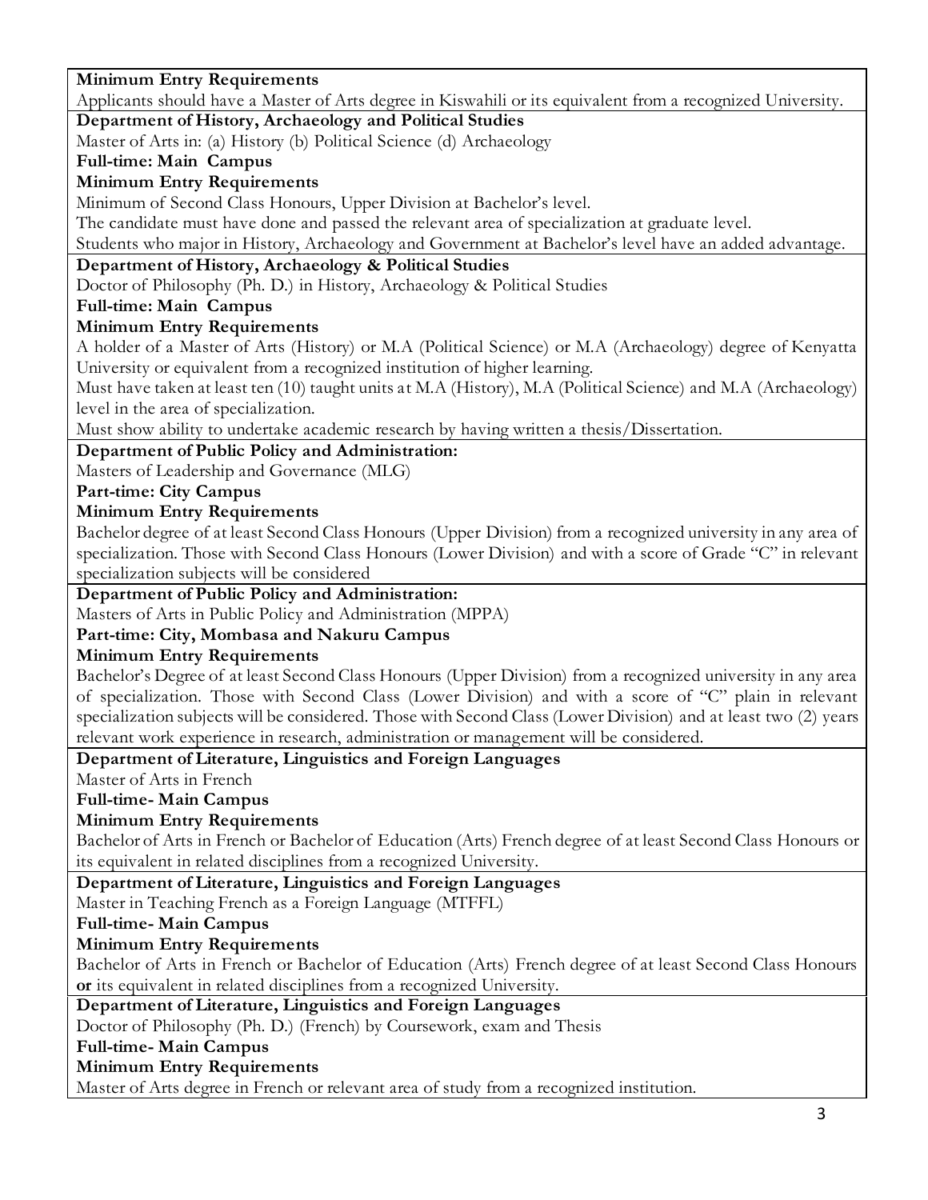**Minimum Entry Requirements**

Applicants should have a Master of Arts degree in Kiswahili or its equivalent from a recognized University.

**Department of History, Archaeology and Political Studies**

Master of Arts in: (a) History (b) Political Science (d) Archaeology

**Full-time: Main Campus**

**Minimum Entry Requirements**

Minimum of Second Class Honours, Upper Division at Bachelor's level.

The candidate must have done and passed the relevant area of specialization at graduate level.

Students who major in History, Archaeology and Government at Bachelor's level have an added advantage.

**Department of History, Archaeology & Political Studies**

Doctor of Philosophy (Ph. D.) in History, Archaeology & Political Studies

**Full-time: Main Campus**

**Minimum Entry Requirements**

A holder of a Master of Arts (History) or M.A (Political Science) or M.A (Archaeology) degree of Kenyatta University or equivalent from a recognized institution of higher learning.

Must have taken at least ten (10) taught units at M.A (History), M.A (Political Science) and M.A (Archaeology) level in the area of specialization.

Must show ability to undertake academic research by having written a thesis/Dissertation.

**Department of Public Policy and Administration:**

Masters of Leadership and Governance (MLG)

**Part-time: City Campus**

**Minimum Entry Requirements**

Bachelor degree of at least Second Class Honours (Upper Division) from a recognized university in any area of specialization. Those with Second Class Honours (Lower Division) and with a score of Grade "C" in relevant specialization subjects will be considered

**Department of Public Policy and Administration:**

Masters of Arts in Public Policy and Administration (MPPA)

**Part-time: City, Mombasa and Nakuru Campus**

**Minimum Entry Requirements**

Bachelor's Degree of at least Second Class Honours (Upper Division) from a recognized university in any area of specialization. Those with Second Class (Lower Division) and with a score of "C" plain in relevant specialization subjects will be considered. Those with Second Class (Lower Division) and at least two (2) years relevant work experience in research, administration or management will be considered.

**Department of Literature, Linguistics and Foreign Languages**

Master of Arts in French

**Full-time- Main Campus**

**Minimum Entry Requirements**

Bachelor of Arts in French or Bachelor of Education (Arts) French degree of at least Second Class Honours or its equivalent in related disciplines from a recognized University.

**Department of Literature, Linguistics and Foreign Languages**

Master in Teaching French as a Foreign Language (MTFFL)

**Full-time- Main Campus**

**Minimum Entry Requirements**

Bachelor of Arts in French or Bachelor of Education (Arts) French degree of at least Second Class Honours **or** its equivalent in related disciplines from a recognized University.

**Department of Literature, Linguistics and Foreign Languages**

Doctor of Philosophy (Ph. D.) (French) by Coursework, exam and Thesis

**Full-time- Main Campus**

**Minimum Entry Requirements**

Master of Arts degree in French or relevant area of study from a recognized institution.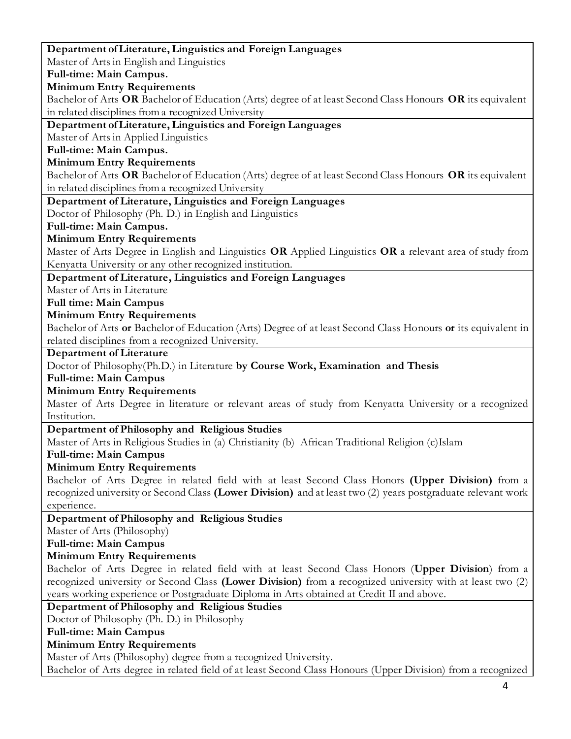**Department of Literature, Linguistics and Foreign Languages**

Master of Arts in English and Linguistics

**Full-time: Main Campus.**

**Minimum Entry Requirements**

Bachelor of Arts **OR** Bachelor of Education (Arts) degree of at least Second Class Honours **OR** its equivalent in related disciplines from a recognized University

**Department of Literature, Linguistics and Foreign Languages**

Master of Arts in Applied Linguistics

**Full-time: Main Campus.**

**Minimum Entry Requirements**

Bachelor of Arts **OR** Bachelor of Education (Arts) degree of at least Second Class Honours **OR** its equivalent in related disciplines from a recognized University

**Department of Literature, Linguistics and Foreign Languages**

Doctor of Philosophy (Ph. D.) in English and Linguistics

**Full-time: Main Campus.**

**Minimum Entry Requirements**

Master of Arts Degree in English and Linguistics **OR** Applied Linguistics **OR** a relevant area of study from Kenyatta University or any other recognized institution.

**Department of Literature, Linguistics and Foreign Languages**

Master of Arts in Literature

**Full time: Main Campus**

**Minimum Entry Requirements**

Bachelor of Arts **or** Bachelor of Education (Arts) Degree of at least Second Class Honours **or** its equivalent in related disciplines from a recognized University.

**Department of Literature**

Doctor of Philosophy(Ph.D.) in Literature **by Course Work, Examination and Thesis**

**Full-time: Main Campus**

**Minimum Entry Requirements**

Master of Arts Degree in literature or relevant areas of study from Kenyatta University or a recognized Institution.

**Department of Philosophy and Religious Studies**

Master of Arts in Religious Studies in (a) Christianity (b) African Traditional Religion (c)Islam

**Full-time: Main Campus**

**Minimum Entry Requirements**

Bachelor of Arts Degree in related field with at least Second Class Honors **(Upper Division)** from a recognized university or Second Class **(Lower Division)** and at least two (2) years postgraduate relevant work experience.

**Department of Philosophy and Religious Studies**

Master of Arts (Philosophy)

**Full-time: Main Campus**

**Minimum Entry Requirements**

Bachelor of Arts Degree in related field with at least Second Class Honors (**Upper Division**) from a recognized university or Second Class **(Lower Division)** from a recognized university with at least two (2) years working experience or Postgraduate Diploma in Arts obtained at Credit II and above.

**Department of Philosophy and Religious Studies**

Doctor of Philosophy (Ph. D.) in Philosophy

**Full-time: Main Campus**

**Minimum Entry Requirements**

Master of Arts (Philosophy) degree from a recognized University.

Bachelor of Arts degree in related field of at least Second Class Honours (Upper Division) from a recognized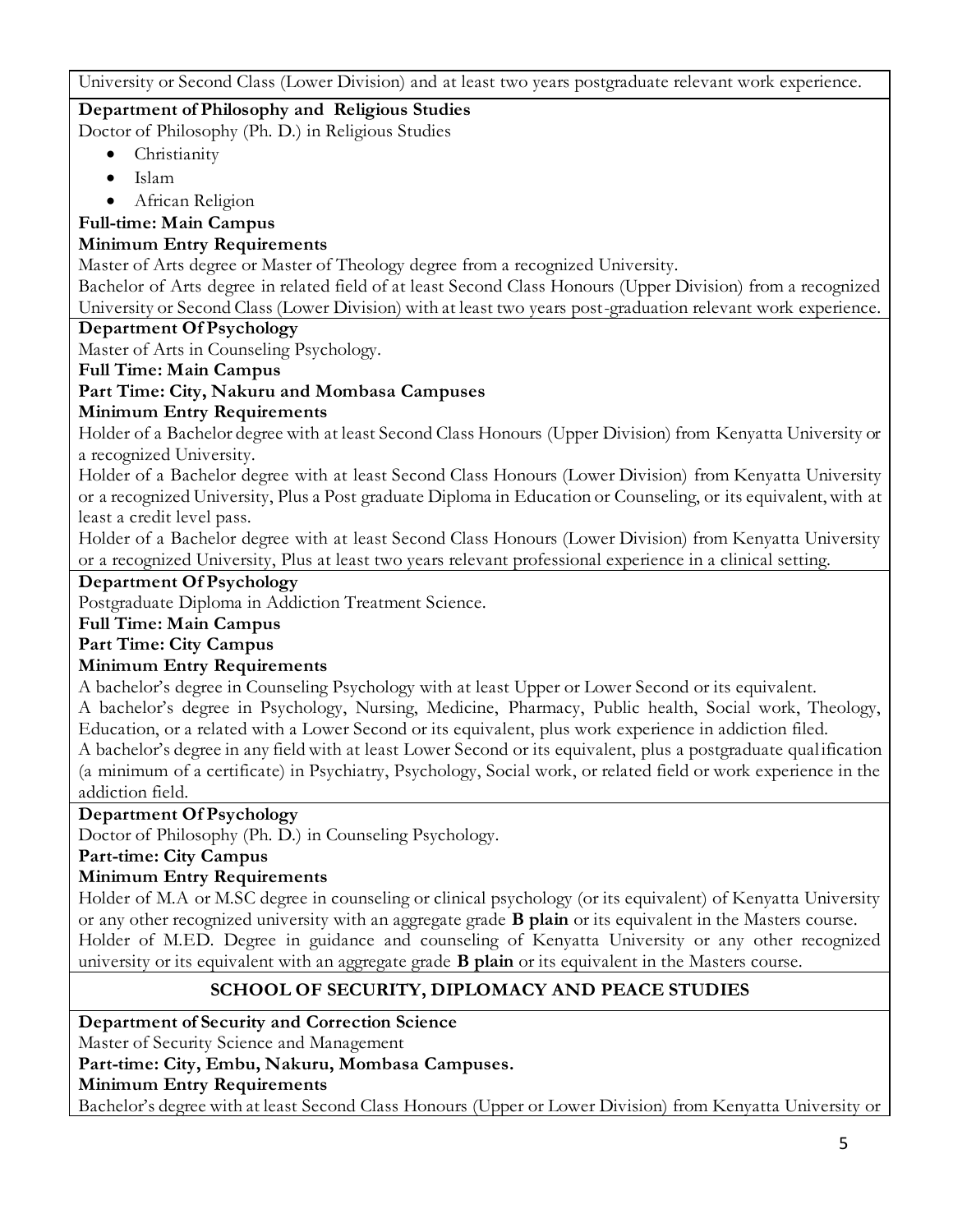University or Second Class (Lower Division) and at least two years postgraduate relevant work experience.

**Department of Philosophy and Religious Studies**

Doctor of Philosophy (Ph. D.) in Religious Studies

- Christianity
- Islam
- African Religion

**Full-time: Main Campus**

**Minimum Entry Requirements**

Master of Arts degree or Master of Theology degree from a recognized University.

Bachelor of Arts degree in related field of at least Second Class Honours (Upper Division) from a recognized University or Second Class (Lower Division) with at least two years post-graduation relevant work experience.

**Department Of Psychology**

Master of Arts in Counseling Psychology.

**Full Time: Main Campus**

**Part Time: City, Nakuru and Mombasa Campuses**

**Minimum Entry Requirements**

Holder of a Bachelor degree with at least Second Class Honours (Upper Division) from Kenyatta University or a recognized University.

Holder of a Bachelor degree with at least Second Class Honours (Lower Division) from Kenyatta University or a recognized University, Plus a Post graduate Diploma in Education or Counseling, or its equivalent, with at least a credit level pass.

Holder of a Bachelor degree with at least Second Class Honours (Lower Division) from Kenyatta University or a recognized University, Plus at least two years relevant professional experience in a clinical setting.

**Department Of Psychology**

Postgraduate Diploma in Addiction Treatment Science.

**Full Time: Main Campus**

**Part Time: City Campus**

**Minimum Entry Requirements**

A bachelor's degree in Counseling Psychology with at least Upper or Lower Second or its equivalent.

A bachelor's degree in Psychology, Nursing, Medicine, Pharmacy, Public health, Social work, Theology, Education, or a related with a Lower Second or its equivalent, plus work experience in addiction filed.

A bachelor's degree in any field with at least Lower Second or its equivalent, plus a postgraduate qualification (a minimum of a certificate) in Psychiatry, Psychology, Social work, or related field or work experience in the addiction field.

**Department Of Psychology**

Doctor of Philosophy (Ph. D.) in Counseling Psychology.

**Part-time: City Campus**

**Minimum Entry Requirements**

Holder of M.A or M.SC degree in counseling or clinical psychology (or its equivalent) of Kenyatta University or any other recognized university with an aggregate grade **B plain** or its equivalent in the Masters course.

Holder of M.ED. Degree in guidance and counseling of Kenyatta University or any other recognized university or its equivalent with an aggregate grade **B plain** or its equivalent in the Masters course.

## SCHOOL OF SECURITY, DIPLOMACY AND PEACE STUDIES

**Department of Security and Correction Science**

Master of Security Science and Management

**Part-time: City, Embu, Nakuru, Mombasa Campuses.**

**Minimum Entry Requirements**

Bachelor's degree with at least Second Class Honours (Upper or Lower Division) from Kenyatta University or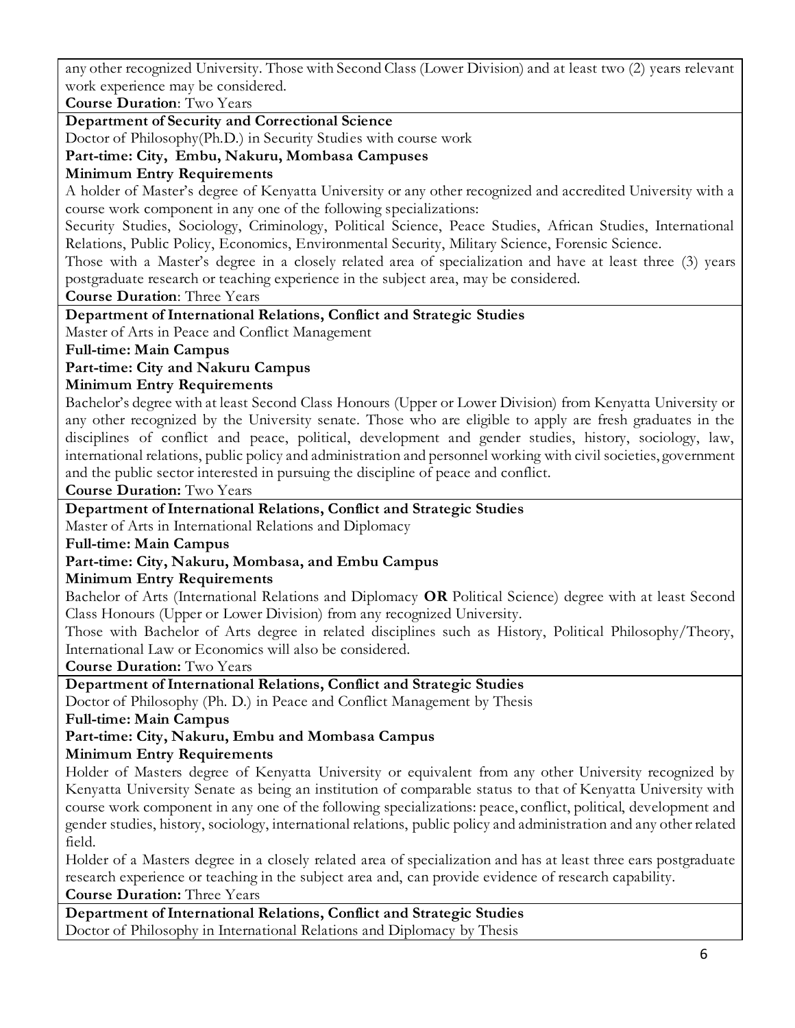any other recognized University. Those with Second Class (Lower Division) and at least two (2) years relevant work experience may be considered.

**Course Duration**: Two Years

**Department of Security and Correctional Science**

Doctor of Philosophy(Ph.D.) in Security Studies with course work

**Part-time: City, Embu, Nakuru, Mombasa Campuses**

**Minimum Entry Requirements**

A holder of Master's degree of Kenyatta University or any other recognized and accredited University with a course work component in any one of the following specializations:

Security Studies, Sociology, Criminology, Political Science, Peace Studies, African Studies, International Relations, Public Policy, Economics, Environmental Security, Military Science, Forensic Science.

Those with a Master's degree in a closely related area of specialization and have at least three (3) years postgraduate research or teaching experience in the subject area, may be considered.

**Course Duration**: Three Years

**Department of International Relations, Conflict and Strategic Studies**

Master of Arts in Peace and Conflict Management

**Full-time: Main Campus**

**Part-time: City and Nakuru Campus**

**Minimum Entry Requirements**

Bachelor's degree with at least Second Class Honours (Upper or Lower Division) from Kenyatta University or any other recognized by the University senate. Those who are eligible to apply are fresh graduates in the disciplines of conflict and peace, political, development and gender studies, history, sociology, law, international relations, public policy and administration and personnel working with civil societies, government and the public sector interested in pursuing the discipline of peace and conflict.

**Course Duration:** Two Years

**Department of International Relations, Conflict and Strategic Studies**

Master of Arts in International Relations and Diplomacy

**Full-time: Main Campus**

**Part-time: City, Nakuru, Mombasa, and Embu Campus**

**Minimum Entry Requirements**

Bachelor of Arts (International Relations and Diplomacy **OR** Political Science) degree with at least Second Class Honours (Upper or Lower Division) from any recognized University.

Those with Bachelor of Arts degree in related disciplines such as History, Political Philosophy/Theory, International Law or Economics will also be considered.

**Course Duration:** Two Years

**Department of International Relations, Conflict and Strategic Studies**

Doctor of Philosophy (Ph. D.) in Peace and Conflict Management by Thesis

**Full-time: Main Campus**

**Part-time: City, Nakuru, Embu and Mombasa Campus**

**Minimum Entry Requirements**

Holder of Masters degree of Kenyatta University or equivalent from any other University recognized by Kenyatta University Senate as being an institution of comparable status to that of Kenyatta University with course work component in any one of the following specializations: peace, conflict, political, development and gender studies, history, sociology, international relations, public policy and administration and any other related field.

Holder of a Masters degree in a closely related area of specialization and has at least three ears postgraduate research experience or teaching in the subject area and, can provide evidence of research capability.

**Course Duration:** Three Years

**Department of International Relations, Conflict and Strategic Studies**

Doctor of Philosophy in International Relations and Diplomacy by Thesis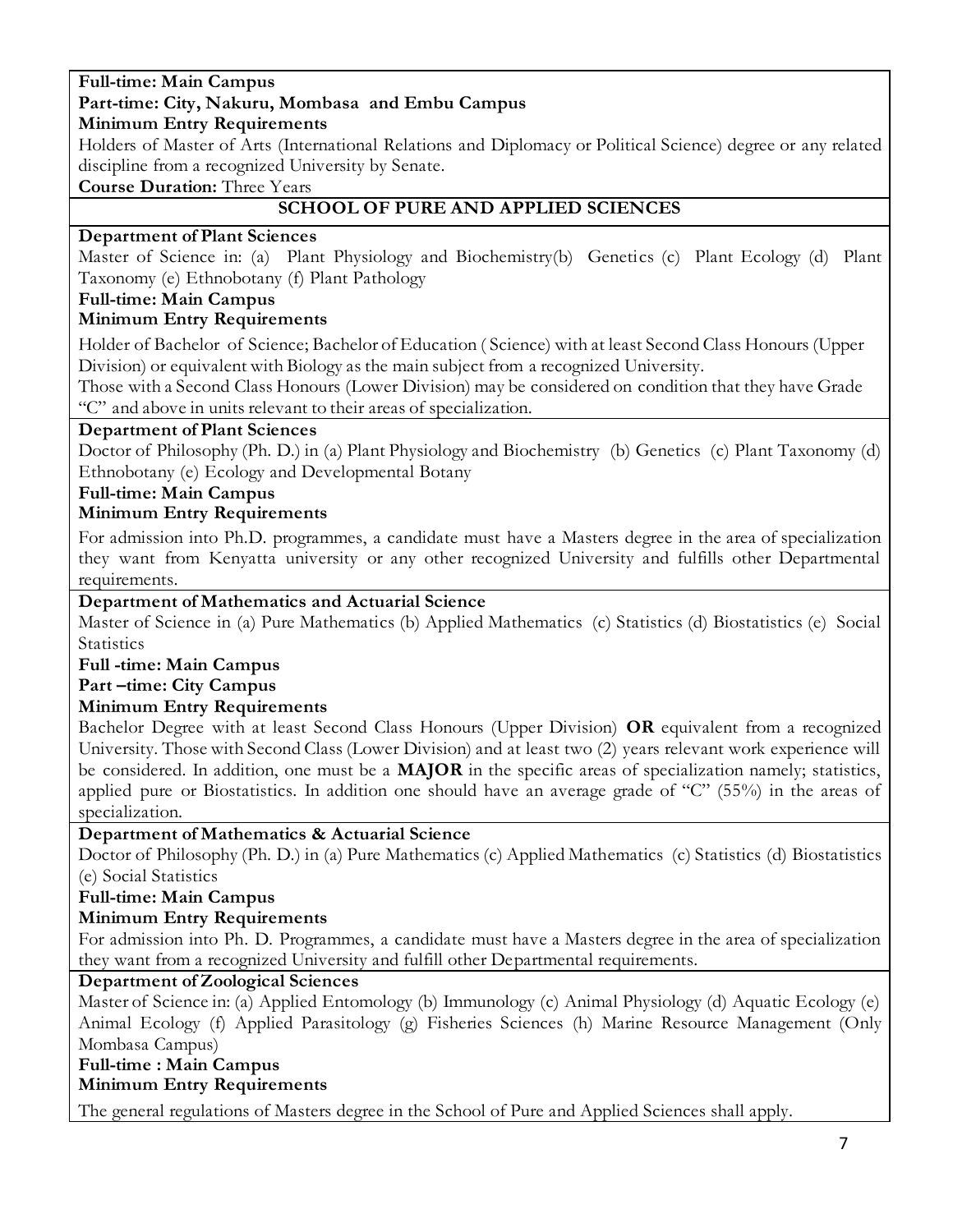**Full-time: Main Campus**

**Part-time: City, Nakuru, Mombasa and Embu Campus**

**Minimum Entry Requirements**

Holders of Master of Arts (International Relations and Diplomacy or Political Science) degree or any related discipline from a recognized University by Senate.

**Course Duration:** Three Years

## SCHOOL OF PURE AND APPLIED SCIENCES

**Department of Plant Sciences**

Master of Science in: (a) Plant Physiology and Biochemistry(b) Genetics (c) Plant Ecology (d) Plant Taxonomy (e) Ethnobotany (f) Plant Pathology

**Full-time: Main Campus**

**Minimum Entry Requirements**

Holder of Bachelor of Science; Bachelor of Education ( Science) with at least Second Class Honours (Upper Division) or equivalent with Biology as the main subject from a recognized University.

Those with a Second Class Honours (Lower Division) may be considered on condition that they have Grade "C" and above in units relevant to their areas of specialization.

**Department of Plant Sciences**

Doctor of Philosophy (Ph. D.) in (a) Plant Physiology and Biochemistry (b) Genetics (c) Plant Taxonomy (d) Ethnobotany (e) Ecology and Developmental Botany

**Full-time: Main Campus**

**Minimum Entry Requirements**

For admission into Ph.D. programmes, a candidate must have a Masters degree in the area of specialization they want from Kenyatta university or any other recognized University and fulfills other Departmental requirements.

**Department of Mathematics and Actuarial Science**

Master of Science in (a) Pure Mathematics (b) Applied Mathematics (c) Statistics (d) Biostatistics (e) Social Statistics

**Full -time: Main Campus**

**Part –time: City Campus**

**Minimum Entry Requirements**

Bachelor Degree with at least Second Class Honours (Upper Division) **OR** equivalent from a recognized University. Those with Second Class (Lower Division) and at least two (2) years relevant work experience will be considered. In addition, one must be a **MAJOR** in the specific areas of specialization namely; statistics, applied pure or Biostatistics. In addition one should have an average grade of "C" (55%) in the areas of specialization.

**Department of Mathematics & Actuarial Science**

Doctor of Philosophy (Ph. D.) in (a) Pure Mathematics (c) Applied Mathematics (c) Statistics (d) Biostatistics (e) Social Statistics

**Full-time: Main Campus**

**Minimum Entry Requirements**

For admission into Ph. D. Programmes, a candidate must have a Masters degree in the area of specialization they want from a recognized University and fulfill other Departmental requirements.

**Department of Zoological Sciences**

Master of Science in: (a) Applied Entomology (b) Immunology (c) Animal Physiology (d) Aquatic Ecology (e) Animal Ecology (f) Applied Parasitology (g) Fisheries Sciences (h) Marine Resource Management (Only Mombasa Campus)

**Full-time : Main Campus**

**Minimum Entry Requirements**

The general regulations of Masters degree in the School of Pure and Applied Sciences shall apply.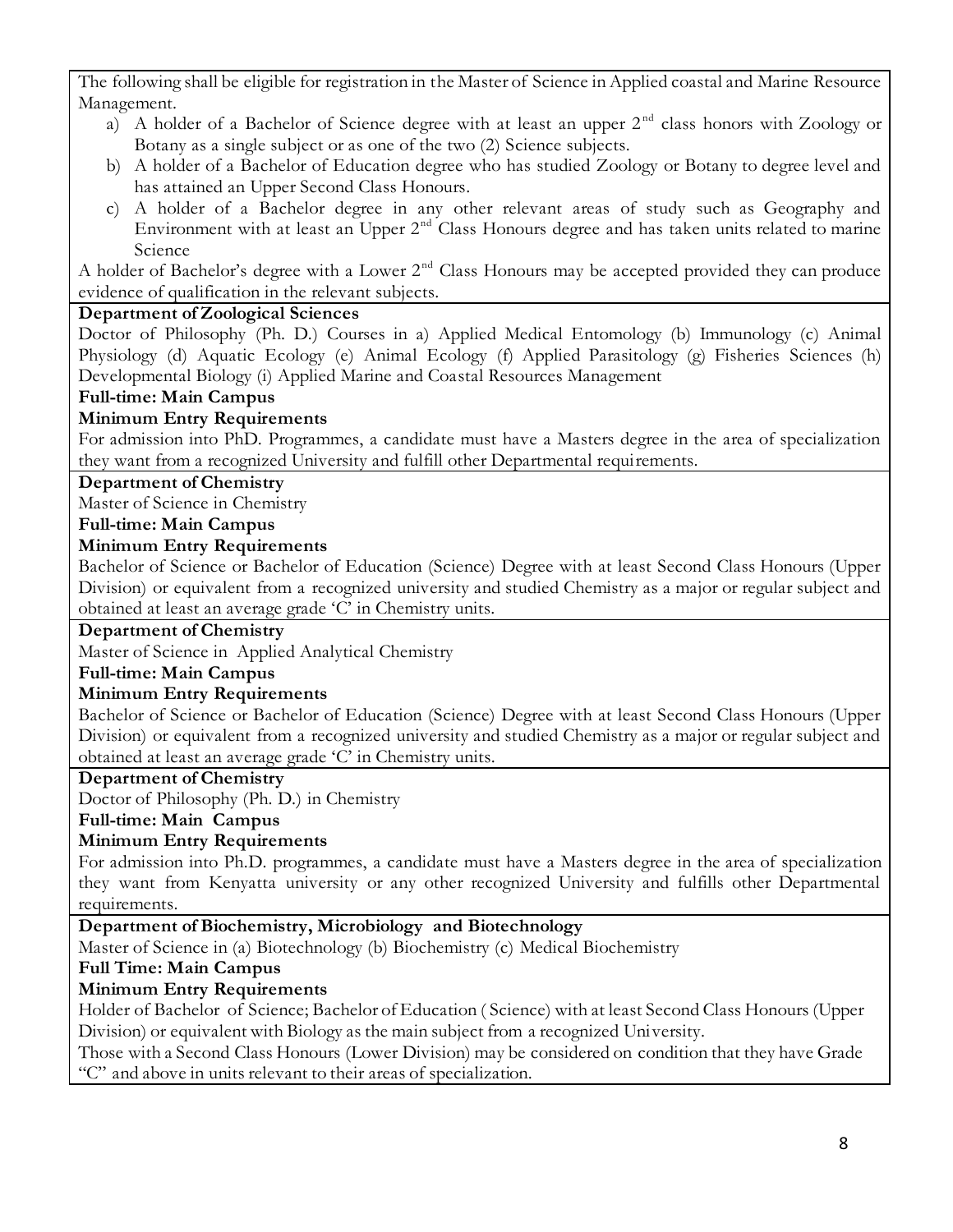The following shall be eligible for registration in the Master of Science in Applied coastal and Marine Resource Management.

a) A holder of a Bachelor of Science degree with at least an upper 2nd class honors with Zoology or Botany as a single subject or as one of the two (2) Science subjects.
b) A holder of a Bachelor of Education degree who has studied Zoology or Botany to degree level and has attained an Upper Second Class Honours.
c) A holder of a Bachelor degree in any other relevant areas of study such as Geography and Environment with at least an Upper 2nd Class Honours degree and has taken units related to marine Science

A holder of Bachelor's degree with a Lower 2nd Class Honours may be accepted provided they can produce evidence of qualification in the relevant subjects.

**Department of Zoological Sciences**

Doctor of Philosophy (Ph. D.) Courses in a) Applied Medical Entomology (b) Immunology (c) Animal Physiology (d) Aquatic Ecology (e) Animal Ecology (f) Applied Parasitology (g) Fisheries Sciences (h) Developmental Biology (i) Applied Marine and Coastal Resources Management

**Full-time: Main Campus**

**Minimum Entry Requirements**

For admission into PhD. Programmes, a candidate must have a Masters degree in the area of specialization they want from a recognized University and fulfill other Departmental requirements.

**Department of Chemistry**

Master of Science in Chemistry

**Full-time: Main Campus**

**Minimum Entry Requirements**

Bachelor of Science or Bachelor of Education (Science) Degree with at least Second Class Honours (Upper Division) or equivalent from a recognized university and studied Chemistry as a major or regular subject and obtained at least an average grade 'C' in Chemistry units.

**Department of Chemistry**

Master of Science in Applied Analytical Chemistry

**Full-time: Main Campus**

**Minimum Entry Requirements**

Bachelor of Science or Bachelor of Education (Science) Degree with at least Second Class Honours (Upper Division) or equivalent from a recognized university and studied Chemistry as a major or regular subject and obtained at least an average grade 'C' in Chemistry units.

**Department of Chemistry**

Doctor of Philosophy (Ph. D.) in Chemistry

**Full-time: Main Campus**

**Minimum Entry Requirements**

For admission into Ph.D. programmes, a candidate must have a Masters degree in the area of specialization they want from Kenyatta university or any other recognized University and fulfills other Departmental requirements.

**Department of Biochemistry, Microbiology and Biotechnology**

Master of Science in (a) Biotechnology (b) Biochemistry (c) Medical Biochemistry

**Full Time: Main Campus**

**Minimum Entry Requirements**

Holder of Bachelor of Science; Bachelor of Education ( Science) with at least Second Class Honours (Upper Division) or equivalent with Biology as the main subject from a recognized University.

Those with a Second Class Honours (Lower Division) may be considered on condition that they have Grade "C" and above in units relevant to their areas of specialization.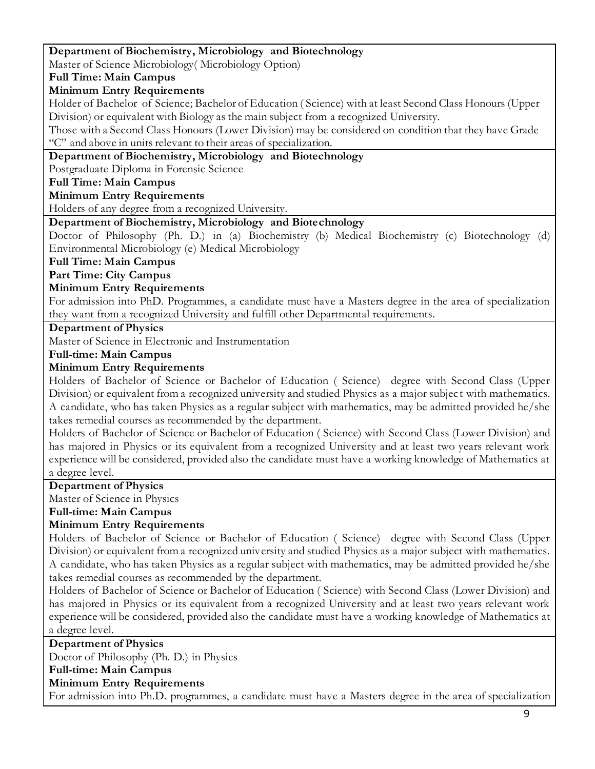**Department of Biochemistry, Microbiology and Biotechnology**

Master of Science Microbiology( Microbiology Option)

**Full Time: Main Campus**

**Minimum Entry Requirements**

Holder of Bachelor of Science; Bachelor of Education ( Science) with at least Second Class Honours (Upper Division) or equivalent with Biology as the main subject from a recognized University.

Those with a Second Class Honours (Lower Division) may be considered on condition that they have Grade "C" and above in units relevant to their areas of specialization.

**Department of Biochemistry, Microbiology and Biotechnology**

Postgraduate Diploma in Forensic Science

**Full Time: Main Campus**

**Minimum Entry Requirements**

Holders of any degree from a recognized University.

**Department of Biochemistry, Microbiology and Biotechnology**

Doctor of Philosophy (Ph. D.) in (a) Biochemistry (b) Medical Biochemistry (c) Biotechnology (d) Environmental Microbiology (e) Medical Microbiology

**Full Time: Main Campus**

**Part Time: City Campus**

**Minimum Entry Requirements**

For admission into PhD. Programmes, a candidate must have a Masters degree in the area of specialization they want from a recognized University and fulfill other Departmental requirements.

**Department of Physics**

Master of Science in Electronic and Instrumentation

**Full-time: Main Campus**

**Minimum Entry Requirements**

Holders of Bachelor of Science or Bachelor of Education ( Science) degree with Second Class (Upper Division) or equivalent from a recognized university and studied Physics as a major subject with mathematics. A candidate, who has taken Physics as a regular subject with mathematics, may be admitted provided he/she takes remedial courses as recommended by the department.

Holders of Bachelor of Science or Bachelor of Education ( Science) with Second Class (Lower Division) and has majored in Physics or its equivalent from a recognized University and at least two years relevant work experience will be considered, provided also the candidate must have a working knowledge of Mathematics at a degree level.

**Department of Physics**

Master of Science in Physics

**Full-time: Main Campus**

**Minimum Entry Requirements**

Holders of Bachelor of Science or Bachelor of Education ( Science) degree with Second Class (Upper Division) or equivalent from a recognized university and studied Physics as a major subject with mathematics. A candidate, who has taken Physics as a regular subject with mathematics, may be admitted provided he/she takes remedial courses as recommended by the department.

Holders of Bachelor of Science or Bachelor of Education ( Science) with Second Class (Lower Division) and has majored in Physics or its equivalent from a recognized University and at least two years relevant work experience will be considered, provided also the candidate must have a working knowledge of Mathematics at a degree level.

**Department of Physics**

Doctor of Philosophy (Ph. D.) in Physics

**Full-time: Main Campus**

**Minimum Entry Requirements**

For admission into Ph.D. programmes, a candidate must have a Masters degree in the area of specialization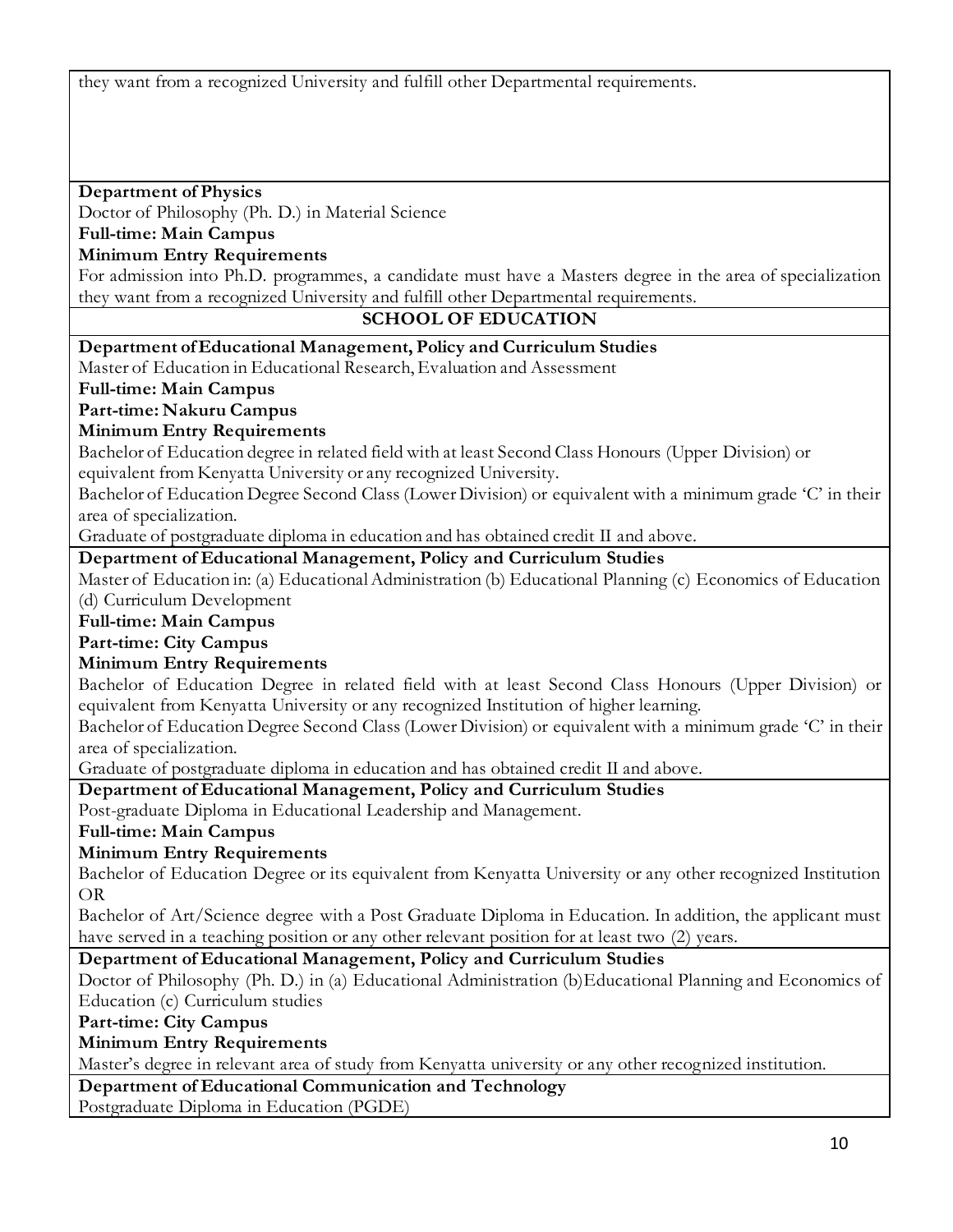they want from a recognized University and fulfill other Departmental requirements.

**Department of Physics**

Doctor of Philosophy (Ph. D.) in Material Science

**Full-time: Main Campus**

**Minimum Entry Requirements**

For admission into Ph.D. programmes, a candidate must have a Masters degree in the area of specialization they want from a recognized University and fulfill other Departmental requirements.

## SCHOOL OF EDUCATION

**Department of Educational Management, Policy and Curriculum Studies**

Master of Education in Educational Research, Evaluation and Assessment

**Full-time: Main Campus**

**Part-time: Nakuru Campus**

**Minimum Entry Requirements**

Bachelor of Education degree in related field with at least Second Class Honours (Upper Division) or equivalent from Kenyatta University or any recognized University.

Bachelor of Education Degree Second Class (Lower Division) or equivalent with a minimum grade 'C' in their area of specialization.

Graduate of postgraduate diploma in education and has obtained credit II and above.

**Department of Educational Management, Policy and Curriculum Studies**

Master of Education in: (a) Educational Administration (b) Educational Planning (c) Economics of Education (d) Curriculum Development

**Full-time: Main Campus**

**Part-time: City Campus**

**Minimum Entry Requirements**

Bachelor of Education Degree in related field with at least Second Class Honours (Upper Division) or equivalent from Kenyatta University or any recognized Institution of higher learning.

Bachelor of Education Degree Second Class (Lower Division) or equivalent with a minimum grade 'C' in their area of specialization.

Graduate of postgraduate diploma in education and has obtained credit II and above.

**Department of Educational Management, Policy and Curriculum Studies**

Post-graduate Diploma in Educational Leadership and Management.

**Full-time: Main Campus**

**Minimum Entry Requirements**

Bachelor of Education Degree or its equivalent from Kenyatta University or any other recognized Institution OR

Bachelor of Art/Science degree with a Post Graduate Diploma in Education. In addition, the applicant must have served in a teaching position or any other relevant position for at least two (2) years.

**Department of Educational Management, Policy and Curriculum Studies**

Doctor of Philosophy (Ph. D.) in (a) Educational Administration (b)Educational Planning and Economics of Education (c) Curriculum studies

**Part-time: City Campus**

**Minimum Entry Requirements**

Master's degree in relevant area of study from Kenyatta university or any other recognized institution.

**Department of Educational Communication and Technology**

Postgraduate Diploma in Education (PGDE)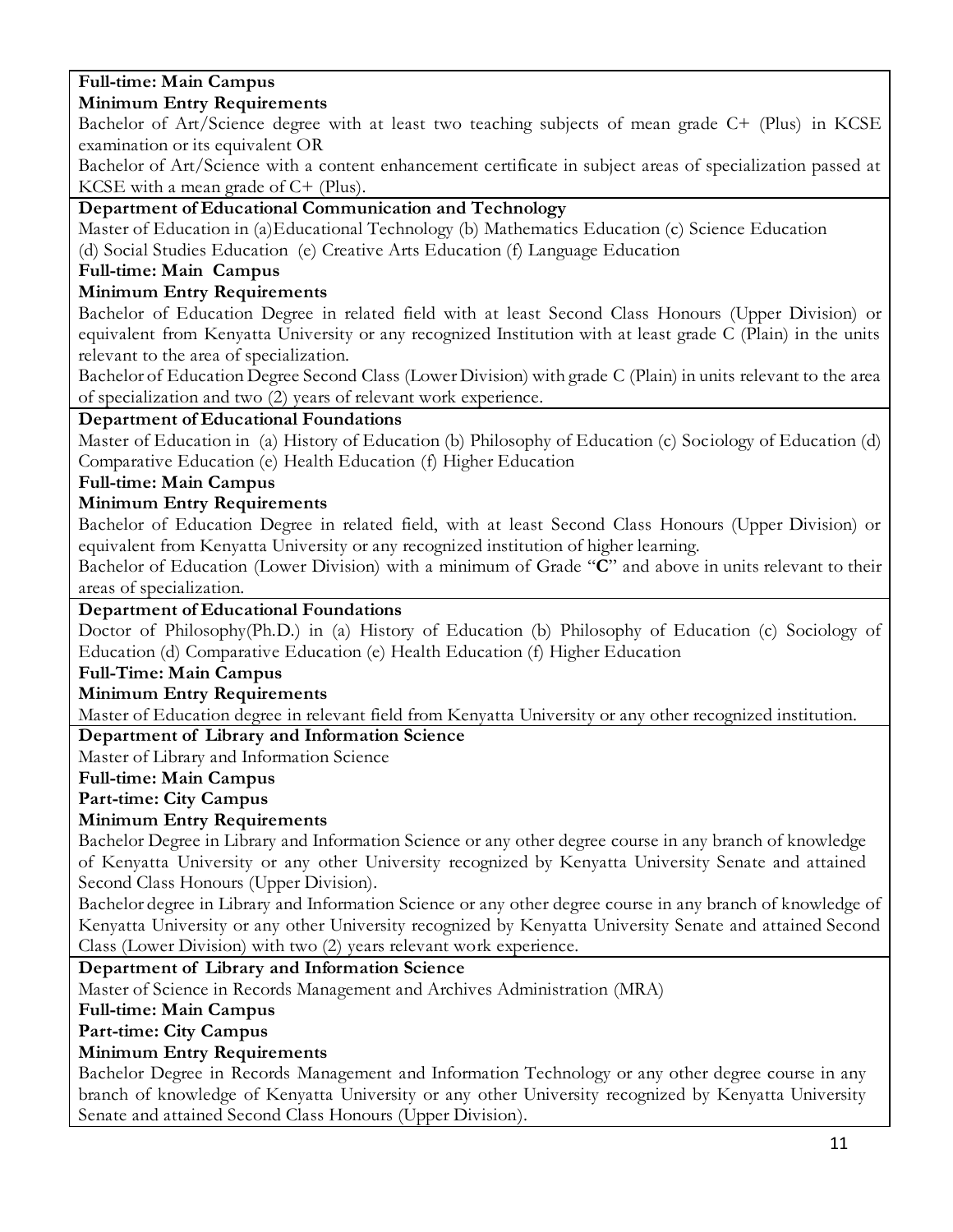**Full-time: Main Campus**

**Minimum Entry Requirements**

Bachelor of Art/Science degree with at least two teaching subjects of mean grade C+ (Plus) in KCSE examination or its equivalent OR

Bachelor of Art/Science with a content enhancement certificate in subject areas of specialization passed at KCSE with a mean grade of C+ (Plus).

**Department of Educational Communication and Technology**

Master of Education in (a)Educational Technology (b) Mathematics Education (c) Science Education (d) Social Studies Education (e) Creative Arts Education (f) Language Education

**Full-time: Main Campus**

**Minimum Entry Requirements**

Bachelor of Education Degree in related field with at least Second Class Honours (Upper Division) or equivalent from Kenyatta University or any recognized Institution with at least grade C (Plain) in the units relevant to the area of specialization.

Bachelor of Education Degree Second Class (Lower Division) with grade C (Plain) in units relevant to the area of specialization and two (2) years of relevant work experience.

**Department of Educational Foundations**

Master of Education in (a) History of Education (b) Philosophy of Education (c) Sociology of Education (d) Comparative Education (e) Health Education (f) Higher Education

**Full-time: Main Campus**

**Minimum Entry Requirements**

Bachelor of Education Degree in related field, with at least Second Class Honours (Upper Division) or equivalent from Kenyatta University or any recognized institution of higher learning.

Bachelor of Education (Lower Division) with a minimum of Grade "**C**" and above in units relevant to their areas of specialization.

**Department of Educational Foundations**

Doctor of Philosophy(Ph.D.) in (a) History of Education (b) Philosophy of Education (c) Sociology of Education (d) Comparative Education (e) Health Education (f) Higher Education

**Full-Time: Main Campus**

**Minimum Entry Requirements**

Master of Education degree in relevant field from Kenyatta University or any other recognized institution.

**Department of Library and Information Science**

Master of Library and Information Science

**Full-time: Main Campus**

**Part-time: City Campus**

**Minimum Entry Requirements**

Bachelor Degree in Library and Information Science or any other degree course in any branch of knowledge of Kenyatta University or any other University recognized by Kenyatta University Senate and attained Second Class Honours (Upper Division).

Bachelor degree in Library and Information Science or any other degree course in any branch of knowledge of Kenyatta University or any other University recognized by Kenyatta University Senate and attained Second Class (Lower Division) with two (2) years relevant work experience.

**Department of Library and Information Science**

Master of Science in Records Management and Archives Administration (MRA)

**Full-time: Main Campus**

**Part-time: City Campus**

**Minimum Entry Requirements**

Bachelor Degree in Records Management and Information Technology or any other degree course in any branch of knowledge of Kenyatta University or any other University recognized by Kenyatta University Senate and attained Second Class Honours (Upper Division).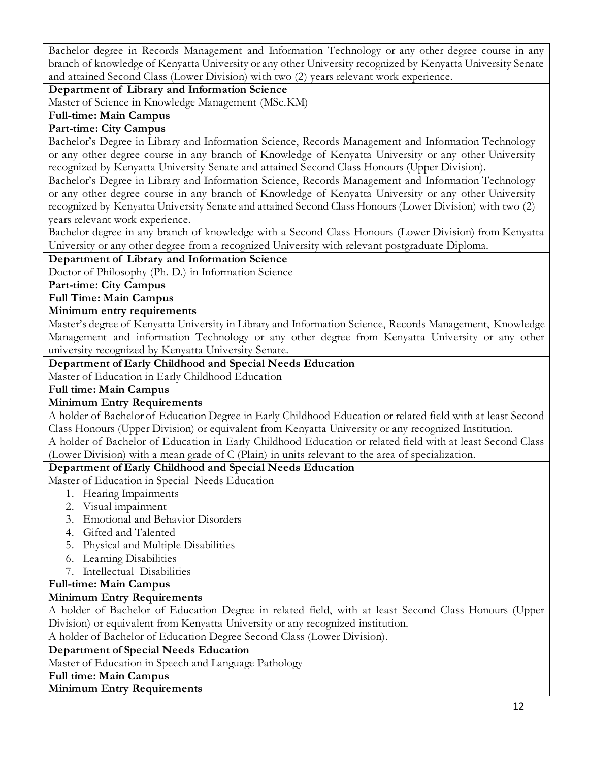Bachelor degree in Records Management and Information Technology or any other degree course in any branch of knowledge of Kenyatta University or any other University recognized by Kenyatta University Senate and attained Second Class (Lower Division) with two (2) years relevant work experience.

**Department of Library and Information Science**

Master of Science in Knowledge Management (MSc.KM)

**Full-time: Main Campus**

**Part-time: City Campus**

Bachelor's Degree in Library and Information Science, Records Management and Information Technology or any other degree course in any branch of Knowledge of Kenyatta University or any other University recognized by Kenyatta University Senate and attained Second Class Honours (Upper Division).

Bachelor's Degree in Library and Information Science, Records Management and Information Technology or any other degree course in any branch of Knowledge of Kenyatta University or any other University recognized by Kenyatta University Senate and attained Second Class Honours (Lower Division) with two (2) years relevant work experience.

Bachelor degree in any branch of knowledge with a Second Class Honours (Lower Division) from Kenyatta University or any other degree from a recognized University with relevant postgraduate Diploma.

**Department of Library and Information Science**

Doctor of Philosophy (Ph. D.) in Information Science

**Part-time: City Campus**

**Full Time: Main Campus**

**Minimum entry requirements**

Master's degree of Kenyatta University in Library and Information Science, Records Management, Knowledge Management and information Technology or any other degree from Kenyatta University or any other university recognized by Kenyatta University Senate.

**Department of Early Childhood and Special Needs Education**

Master of Education in Early Childhood Education

**Full time: Main Campus**

**Minimum Entry Requirements**

A holder of Bachelor of Education Degree in Early Childhood Education or related field with at least Second Class Honours (Upper Division) or equivalent from Kenyatta University or any recognized Institution.

A holder of Bachelor of Education in Early Childhood Education or related field with at least Second Class (Lower Division) with a mean grade of C (Plain) in units relevant to the area of specialization.

**Department of Early Childhood and Special Needs Education**

Master of Education in Special Needs Education

1. Hearing Impairments
2. Visual impairment
3. Emotional and Behavior Disorders
4. Gifted and Talented
5. Physical and Multiple Disabilities
6. Learning Disabilities
7. Intellectual Disabilities

**Full-time: Main Campus**

**Minimum Entry Requirements**

A holder of Bachelor of Education Degree in related field, with at least Second Class Honours (Upper Division) or equivalent from Kenyatta University or any recognized institution.

A holder of Bachelor of Education Degree Second Class (Lower Division).

**Department of Special Needs Education**

Master of Education in Speech and Language Pathology

**Full time: Main Campus**

**Minimum Entry Requirements**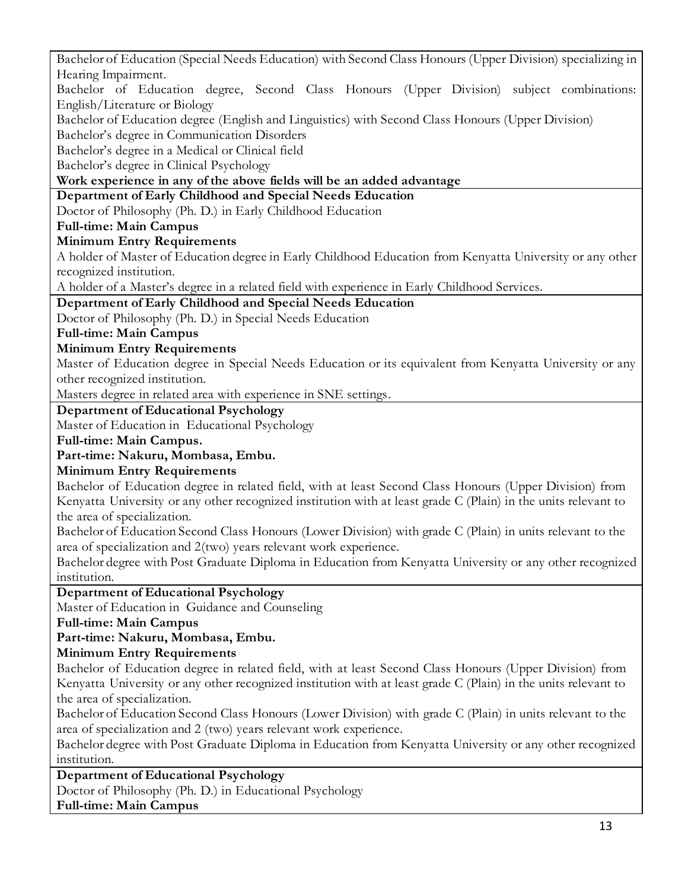Bachelor of Education (Special Needs Education) with Second Class Honours (Upper Division) specializing in Hearing Impairment.

Bachelor of Education degree, Second Class Honours (Upper Division) subject combinations: English/Literature or Biology

Bachelor of Education degree (English and Linguistics) with Second Class Honours (Upper Division)

Bachelor's degree in Communication Disorders

Bachelor's degree in a Medical or Clinical field

Bachelor's degree in Clinical Psychology

**Work experience in any of the above fields will be an added advantage**

**Department of Early Childhood and Special Needs Education**

Doctor of Philosophy (Ph. D.) in Early Childhood Education

**Full-time: Main Campus**

**Minimum Entry Requirements**

A holder of Master of Education degree in Early Childhood Education from Kenyatta University or any other recognized institution.

A holder of a Master's degree in a related field with experience in Early Childhood Services.

**Department of Early Childhood and Special Needs Education**

Doctor of Philosophy (Ph. D.) in Special Needs Education

**Full-time: Main Campus**

**Minimum Entry Requirements**

Master of Education degree in Special Needs Education or its equivalent from Kenyatta University or any other recognized institution.

Masters degree in related area with experience in SNE settings.

**Department of Educational Psychology**

Master of Education in Educational Psychology

**Full-time: Main Campus.**

**Part-time: Nakuru, Mombasa, Embu.**

**Minimum Entry Requirements**

Bachelor of Education degree in related field, with at least Second Class Honours (Upper Division) from Kenyatta University or any other recognized institution with at least grade C (Plain) in the units relevant to the area of specialization.

Bachelor of Education Second Class Honours (Lower Division) with grade C (Plain) in units relevant to the area of specialization and 2(two) years relevant work experience.

Bachelor degree with Post Graduate Diploma in Education from Kenyatta University or any other recognized institution.

**Department of Educational Psychology**

Master of Education in Guidance and Counseling

**Full-time: Main Campus**

**Part-time: Nakuru, Mombasa, Embu.**

**Minimum Entry Requirements**

Bachelor of Education degree in related field, with at least Second Class Honours (Upper Division) from Kenyatta University or any other recognized institution with at least grade C (Plain) in the units relevant to the area of specialization.

Bachelor of Education Second Class Honours (Lower Division) with grade C (Plain) in units relevant to the area of specialization and 2 (two) years relevant work experience.

Bachelor degree with Post Graduate Diploma in Education from Kenyatta University or any other recognized institution.

**Department of Educational Psychology**

Doctor of Philosophy (Ph. D.) in Educational Psychology

**Full-time: Main Campus**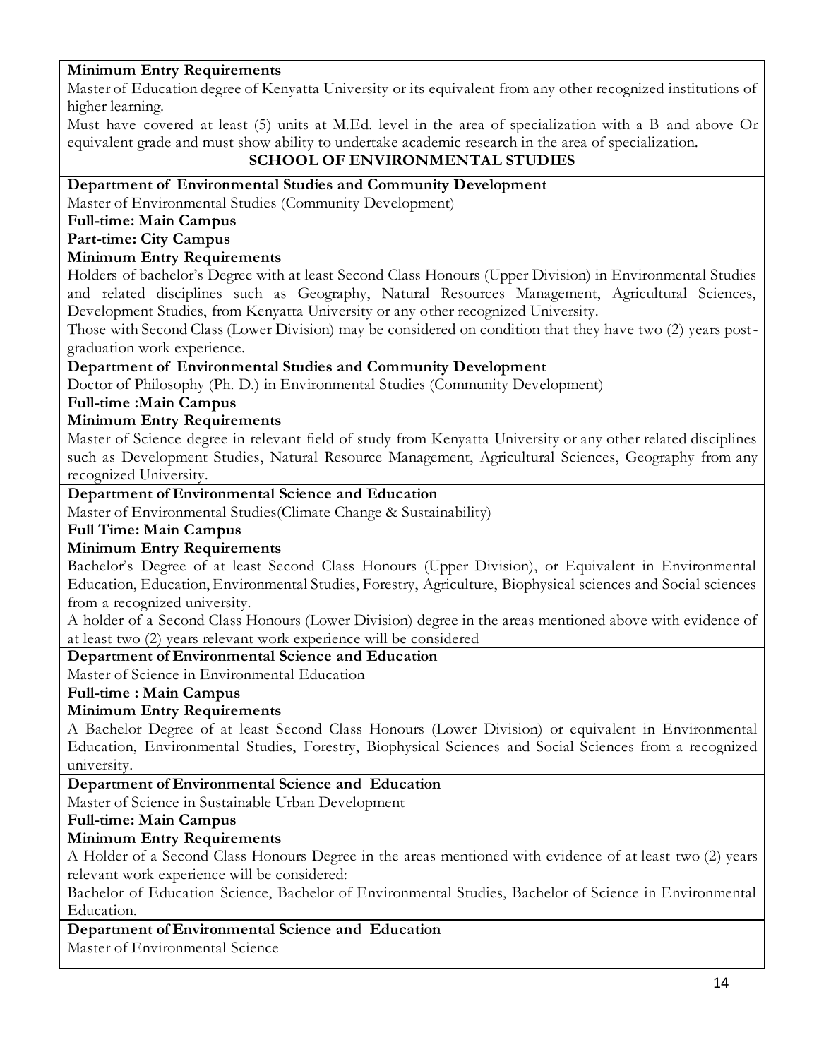**Minimum Entry Requirements**

Master of Education degree of Kenyatta University or its equivalent from any other recognized institutions of higher learning.

Must have covered at least (5) units at M.Ed. level in the area of specialization with a B and above Or equivalent grade and must show ability to undertake academic research in the area of specialization.

## SCHOOL OF ENVIRONMENTAL STUDIES

**Department of Environmental Studies and Community Development**

Master of Environmental Studies (Community Development)

**Full-time: Main Campus**

**Part-time: City Campus**

**Minimum Entry Requirements**

Holders of bachelor's Degree with at least Second Class Honours (Upper Division) in Environmental Studies and related disciplines such as Geography, Natural Resources Management, Agricultural Sciences, Development Studies, from Kenyatta University or any other recognized University.

Those with Second Class (Lower Division) may be considered on condition that they have two (2) years post-graduation work experience.

**Department of Environmental Studies and Community Development**

Doctor of Philosophy (Ph. D.) in Environmental Studies (Community Development)

**Full-time :Main Campus**

**Minimum Entry Requirements**

Master of Science degree in relevant field of study from Kenyatta University or any other related disciplines such as Development Studies, Natural Resource Management, Agricultural Sciences, Geography from any recognized University.

**Department of Environmental Science and Education**

Master of Environmental Studies(Climate Change & Sustainability)

**Full Time: Main Campus**

**Minimum Entry Requirements**

Bachelor's Degree of at least Second Class Honours (Upper Division), or Equivalent in Environmental Education, Education, Environmental Studies, Forestry, Agriculture, Biophysical sciences and Social sciences from a recognized university.

A holder of a Second Class Honours (Lower Division) degree in the areas mentioned above with evidence of at least two (2) years relevant work experience will be considered

**Department of Environmental Science and Education**

Master of Science in Environmental Education

**Full-time : Main Campus**

**Minimum Entry Requirements**

A Bachelor Degree of at least Second Class Honours (Lower Division) or equivalent in Environmental Education, Environmental Studies, Forestry, Biophysical Sciences and Social Sciences from a recognized university.

**Department of Environmental Science and Education**

Master of Science in Sustainable Urban Development

**Full-time: Main Campus**

**Minimum Entry Requirements**

A Holder of a Second Class Honours Degree in the areas mentioned with evidence of at least two (2) years relevant work experience will be considered:

Bachelor of Education Science, Bachelor of Environmental Studies, Bachelor of Science in Environmental Education.

**Department of Environmental Science and Education**

Master of Environmental Science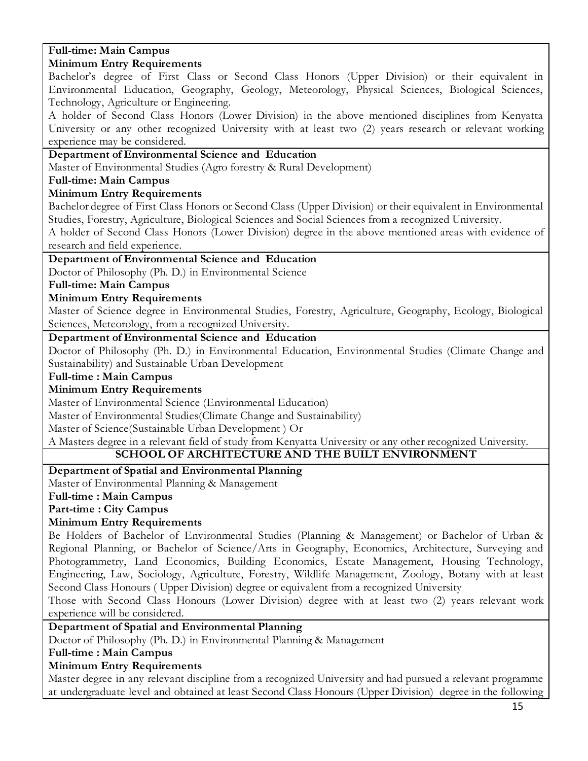**Full-time: Main Campus**

**Minimum Entry Requirements**

Bachelor's degree of First Class or Second Class Honors (Upper Division) or their equivalent in Environmental Education, Geography, Geology, Meteorology, Physical Sciences, Biological Sciences, Technology, Agriculture or Engineering.

A holder of Second Class Honors (Lower Division) in the above mentioned disciplines from Kenyatta University or any other recognized University with at least two (2) years research or relevant working experience may be considered.

**Department of Environmental Science and Education**

Master of Environmental Studies (Agro forestry & Rural Development)

**Full-time: Main Campus**

**Minimum Entry Requirements**

Bachelor degree of First Class Honors or Second Class (Upper Division) or their equivalent in Environmental Studies, Forestry, Agriculture, Biological Sciences and Social Sciences from a recognized University.

A holder of Second Class Honors (Lower Division) degree in the above mentioned areas with evidence of research and field experience.

**Department of Environmental Science and Education**

Doctor of Philosophy (Ph. D.) in Environmental Science

**Full-time: Main Campus**

**Minimum Entry Requirements**

Master of Science degree in Environmental Studies, Forestry, Agriculture, Geography, Ecology, Biological Sciences, Meteorology, from a recognized University.

**Department of Environmental Science and Education**

Doctor of Philosophy (Ph. D.) in Environmental Education, Environmental Studies (Climate Change and Sustainability) and Sustainable Urban Development

**Full-time : Main Campus**

**Minimum Entry Requirements**

Master of Environmental Science (Environmental Education)

Master of Environmental Studies(Climate Change and Sustainability)

Master of Science(Sustainable Urban Development ) Or

A Masters degree in a relevant field of study from Kenyatta University or any other recognized University.

## SCHOOL OF ARCHITECTURE AND THE BUILT ENVIRONMENT

**Department of Spatial and Environmental Planning**

Master of Environmental Planning & Management

**Full-time : Main Campus**

**Part-time : City Campus**

**Minimum Entry Requirements**

Be Holders of Bachelor of Environmental Studies (Planning & Management) or Bachelor of Urban & Regional Planning, or Bachelor of Science/Arts in Geography, Economics, Architecture, Surveying and Photogrammetry, Land Economics, Building Economics, Estate Management, Housing Technology, Engineering, Law, Sociology, Agriculture, Forestry, Wildlife Management, Zoology, Botany with at least Second Class Honours ( Upper Division) degree or equivalent from a recognized University

Those with Second Class Honours (Lower Division) degree with at least two (2) years relevant work experience will be considered.

**Department of Spatial and Environmental Planning**

Doctor of Philosophy (Ph. D.) in Environmental Planning & Management

**Full-time : Main Campus**

**Minimum Entry Requirements**

Master degree in any relevant discipline from a recognized University and had pursued a relevant programme at undergraduate level and obtained at least Second Class Honours (Upper Division) degree in the following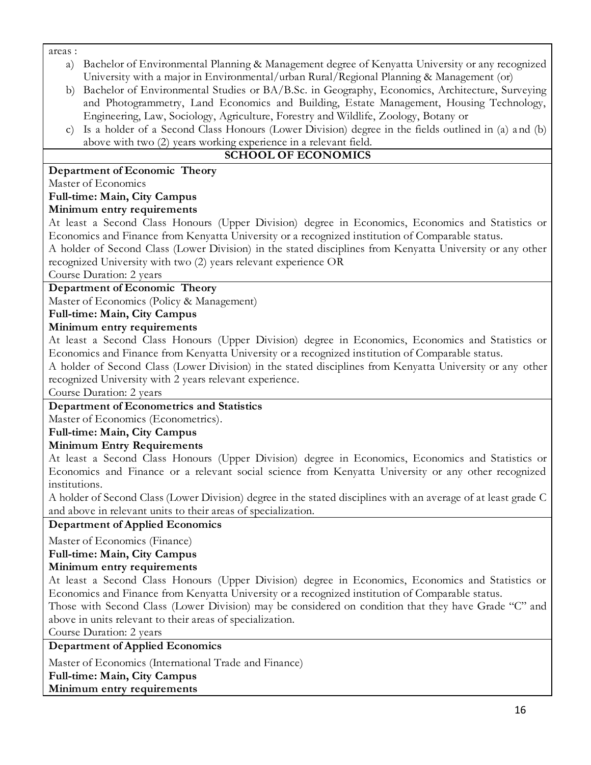areas :

a) Bachelor of Environmental Planning & Management degree of Kenyatta University or any recognized University with a major in Environmental/urban Rural/Regional Planning & Management (or)
b) Bachelor of Environmental Studies or BA/B.Sc. in Geography, Economics, Architecture, Surveying and Photogrammetry, Land Economics and Building, Estate Management, Housing Technology, Engineering, Law, Sociology, Agriculture, Forestry and Wildlife, Zoology, Botany or
c) Is a holder of a Second Class Honours (Lower Division) degree in the fields outlined in (a) and (b) above with two (2) years working experience in a relevant field.

## SCHOOL OF ECONOMICS

**Department of Economic Theory**

Master of Economics

**Full-time: Main, City Campus**

**Minimum entry requirements**

At least a Second Class Honours (Upper Division) degree in Economics, Economics and Statistics or Economics and Finance from Kenyatta University or a recognized institution of Comparable status.

A holder of Second Class (Lower Division) in the stated disciplines from Kenyatta University or any other recognized University with two (2) years relevant experience OR

Course Duration: 2 years

**Department of Economic Theory**

Master of Economics (Policy & Management)

**Full-time: Main, City Campus**

**Minimum entry requirements**

At least a Second Class Honours (Upper Division) degree in Economics, Economics and Statistics or Economics and Finance from Kenyatta University or a recognized institution of Comparable status.

A holder of Second Class (Lower Division) in the stated disciplines from Kenyatta University or any other recognized University with 2 years relevant experience.

Course Duration: 2 years

**Department of Econometrics and Statistics**

Master of Economics (Econometrics).

**Full-time: Main, City Campus**

**Minimum Entry Requirements**

At least a Second Class Honours (Upper Division) degree in Economics, Economics and Statistics or Economics and Finance or a relevant social science from Kenyatta University or any other recognized institutions.

A holder of Second Class (Lower Division) degree in the stated disciplines with an average of at least grade C and above in relevant units to their areas of specialization.

**Department of Applied Economics**

Master of Economics (Finance)

**Full-time: Main, City Campus**

**Minimum entry requirements**

At least a Second Class Honours (Upper Division) degree in Economics, Economics and Statistics or Economics and Finance from Kenyatta University or a recognized institution of Comparable status.

Those with Second Class (Lower Division) may be considered on condition that they have Grade "C" and above in units relevant to their areas of specialization.

Course Duration: 2 years

**Department of Applied Economics**

Master of Economics (International Trade and Finance)

**Full-time: Main, City Campus**

**Minimum entry requirements**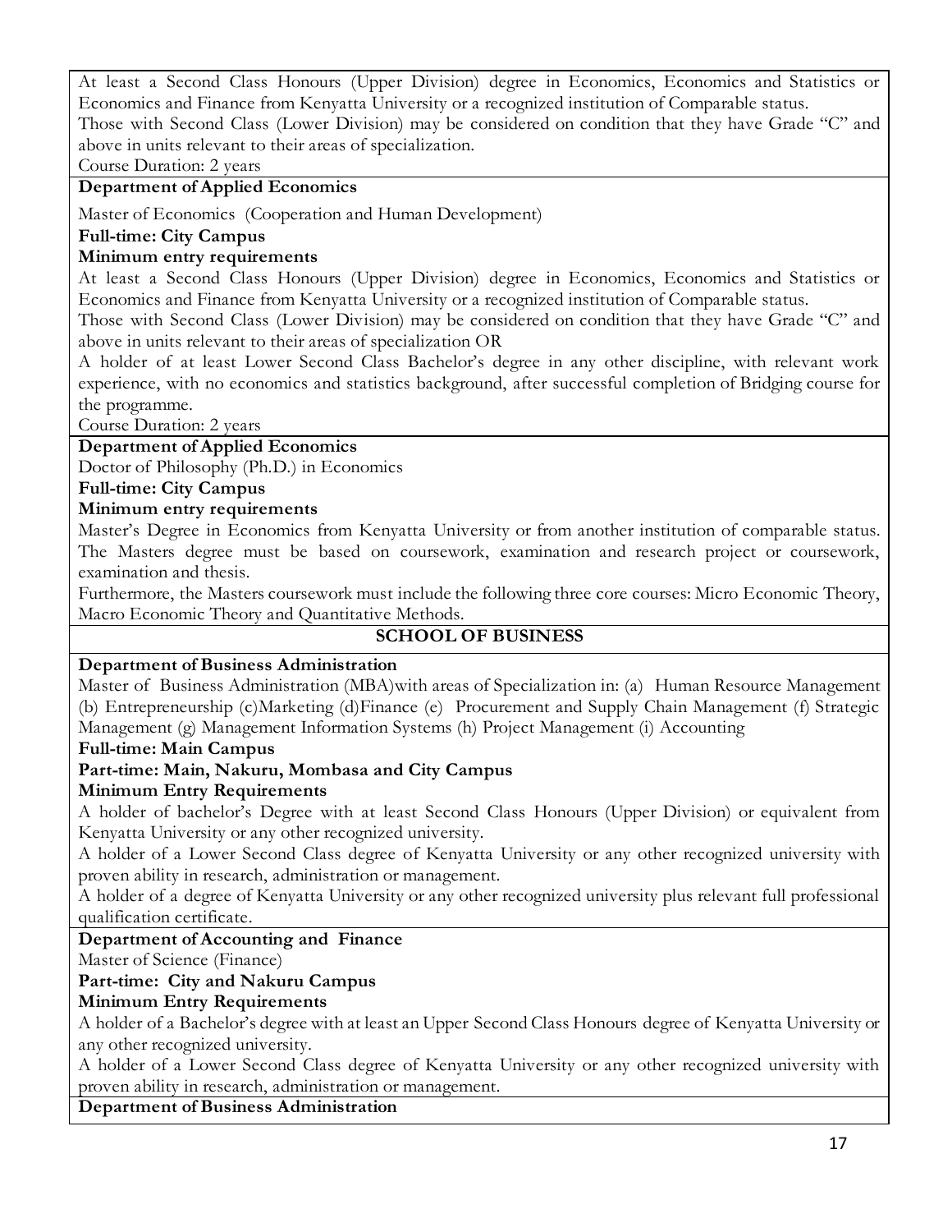At least a Second Class Honours (Upper Division) degree in Economics, Economics and Statistics or Economics and Finance from Kenyatta University or a recognized institution of Comparable status.

Those with Second Class (Lower Division) may be considered on condition that they have Grade "C" and above in units relevant to their areas of specialization.

Course Duration: 2 years

**Department of Applied Economics**

Master of Economics (Cooperation and Human Development)

**Full-time: City Campus**

**Minimum entry requirements**

At least a Second Class Honours (Upper Division) degree in Economics, Economics and Statistics or Economics and Finance from Kenyatta University or a recognized institution of Comparable status.

Those with Second Class (Lower Division) may be considered on condition that they have Grade "C" and above in units relevant to their areas of specialization OR

A holder of at least Lower Second Class Bachelor's degree in any other discipline, with relevant work experience, with no economics and statistics background, after successful completion of Bridging course for the programme.

Course Duration: 2 years

**Department of Applied Economics**

Doctor of Philosophy (Ph.D.) in Economics

**Full-time: City Campus**

**Minimum entry requirements**

Master's Degree in Economics from Kenyatta University or from another institution of comparable status. The Masters degree must be based on coursework, examination and research project or coursework, examination and thesis.

Furthermore, the Masters coursework must include the following three core courses: Micro Economic Theory, Macro Economic Theory and Quantitative Methods.

## SCHOOL OF BUSINESS

**Department of Business Administration**

Master of Business Administration (MBA)with areas of Specialization in: (a) Human Resource Management (b) Entrepreneurship (c)Marketing (d)Finance (e) Procurement and Supply Chain Management (f) Strategic Management (g) Management Information Systems (h) Project Management (i) Accounting

**Full-time: Main Campus**

**Part-time: Main, Nakuru, Mombasa and City Campus**

**Minimum Entry Requirements**

A holder of bachelor's Degree with at least Second Class Honours (Upper Division) or equivalent from Kenyatta University or any other recognized university.

A holder of a Lower Second Class degree of Kenyatta University or any other recognized university with proven ability in research, administration or management.

A holder of a degree of Kenyatta University or any other recognized university plus relevant full professional qualification certificate.

**Department of Accounting and Finance**

Master of Science (Finance)

**Part-time: City and Nakuru Campus**

**Minimum Entry Requirements**

A holder of a Bachelor's degree with at least an Upper Second Class Honours degree of Kenyatta University or any other recognized university.

A holder of a Lower Second Class degree of Kenyatta University or any other recognized university with proven ability in research, administration or management.

**Department of Business Administration**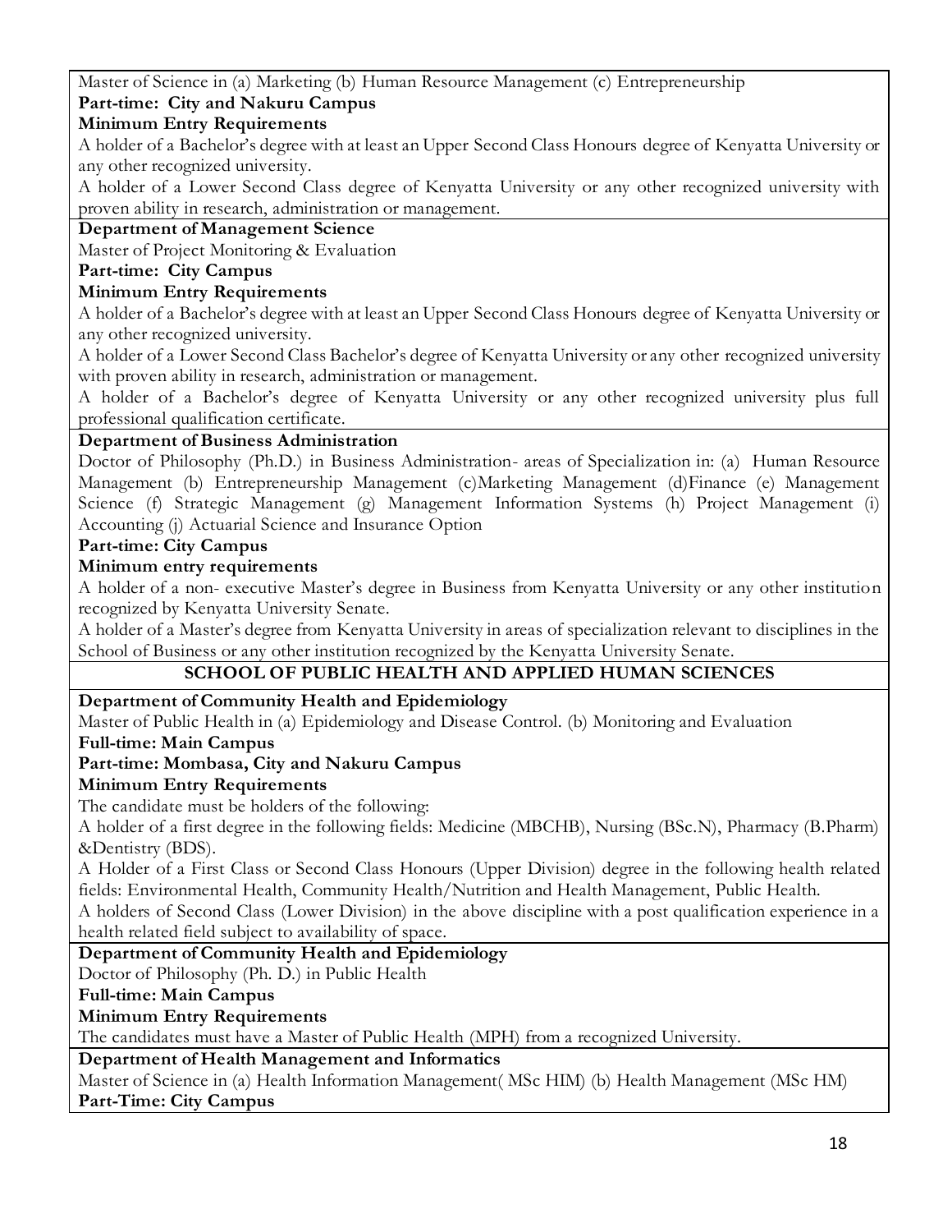Master of Science in (a) Marketing (b) Human Resource Management (c) Entrepreneurship

**Part-time: City and Nakuru Campus**

**Minimum Entry Requirements**

A holder of a Bachelor's degree with at least an Upper Second Class Honours degree of Kenyatta University or any other recognized university.

A holder of a Lower Second Class degree of Kenyatta University or any other recognized university with proven ability in research, administration or management.

**Department of Management Science**

Master of Project Monitoring & Evaluation

**Part-time: City Campus**

**Minimum Entry Requirements**

A holder of a Bachelor's degree with at least an Upper Second Class Honours degree of Kenyatta University or any other recognized university.

A holder of a Lower Second Class Bachelor's degree of Kenyatta University or any other recognized university with proven ability in research, administration or management.

A holder of a Bachelor's degree of Kenyatta University or any other recognized university plus full professional qualification certificate.

**Department of Business Administration**

Doctor of Philosophy (Ph.D.) in Business Administration- areas of Specialization in: (a) Human Resource Management (b) Entrepreneurship Management (c)Marketing Management (d)Finance (e) Management Science (f) Strategic Management (g) Management Information Systems (h) Project Management (i) Accounting (j) Actuarial Science and Insurance Option

**Part-time: City Campus**

**Minimum entry requirements**

A holder of a non- executive Master's degree in Business from Kenyatta University or any other institution recognized by Kenyatta University Senate.

A holder of a Master's degree from Kenyatta University in areas of specialization relevant to disciplines in the School of Business or any other institution recognized by the Kenyatta University Senate.

## SCHOOL OF PUBLIC HEALTH AND APPLIED HUMAN SCIENCES

**Department of Community Health and Epidemiology**

Master of Public Health in (a) Epidemiology and Disease Control. (b) Monitoring and Evaluation

**Full-time: Main Campus**

**Part-time: Mombasa, City and Nakuru Campus**

**Minimum Entry Requirements**

The candidate must be holders of the following:

A holder of a first degree in the following fields: Medicine (MBCHB), Nursing (BSc.N), Pharmacy (B.Pharm) &Dentistry (BDS).

A Holder of a First Class or Second Class Honours (Upper Division) degree in the following health related fields: Environmental Health, Community Health/Nutrition and Health Management, Public Health.

A holders of Second Class (Lower Division) in the above discipline with a post qualification experience in a health related field subject to availability of space.

**Department of Community Health and Epidemiology**

Doctor of Philosophy (Ph. D.) in Public Health

**Full-time: Main Campus**

**Minimum Entry Requirements**

The candidates must have a Master of Public Health (MPH) from a recognized University.

**Department of Health Management and Informatics**

Master of Science in (a) Health Information Management( MSc HIM) (b) Health Management (MSc HM)

**Part-Time: City Campus**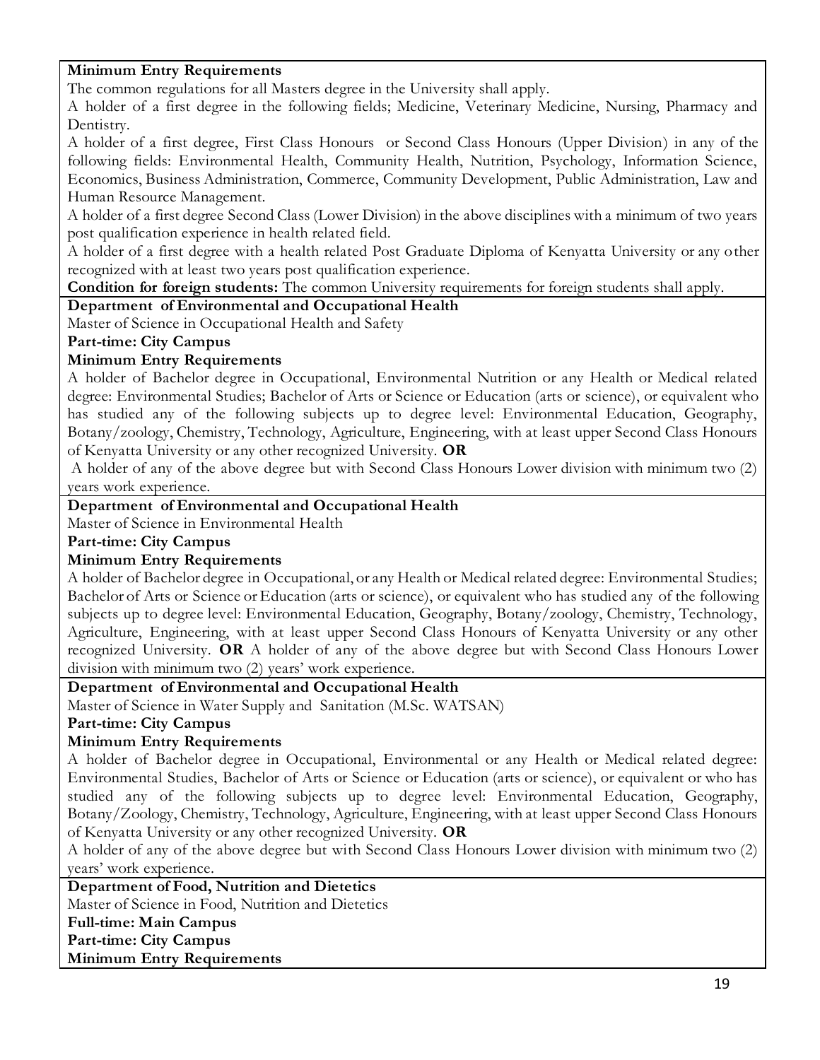**Minimum Entry Requirements**

The common regulations for all Masters degree in the University shall apply.

A holder of a first degree in the following fields; Medicine, Veterinary Medicine, Nursing, Pharmacy and Dentistry.

A holder of a first degree, First Class Honours or Second Class Honours (Upper Division) in any of the following fields: Environmental Health, Community Health, Nutrition, Psychology, Information Science, Economics, Business Administration, Commerce, Community Development, Public Administration, Law and Human Resource Management.

A holder of a first degree Second Class (Lower Division) in the above disciplines with a minimum of two years post qualification experience in health related field.

A holder of a first degree with a health related Post Graduate Diploma of Kenyatta University or any other recognized with at least two years post qualification experience.

**Condition for foreign students:** The common University requirements for foreign students shall apply.

**Department of Environmental and Occupational Health**

Master of Science in Occupational Health and Safety

**Part-time: City Campus**

**Minimum Entry Requirements**

A holder of Bachelor degree in Occupational, Environmental Nutrition or any Health or Medical related degree: Environmental Studies; Bachelor of Arts or Science or Education (arts or science), or equivalent who has studied any of the following subjects up to degree level: Environmental Education, Geography, Botany/zoology, Chemistry, Technology, Agriculture, Engineering, with at least upper Second Class Honours of Kenyatta University or any other recognized University. **OR**

A holder of any of the above degree but with Second Class Honours Lower division with minimum two (2) years work experience.

**Department of Environmental and Occupational Health**

Master of Science in Environmental Health

**Part-time: City Campus**

**Minimum Entry Requirements**

A holder of Bachelor degree in Occupational, or any Health or Medical related degree: Environmental Studies; Bachelor of Arts or Science or Education (arts or science), or equivalent who has studied any of the following subjects up to degree level: Environmental Education, Geography, Botany/zoology, Chemistry, Technology, Agriculture, Engineering, with at least upper Second Class Honours of Kenyatta University or any other recognized University. **OR** A holder of any of the above degree but with Second Class Honours Lower division with minimum two (2) years' work experience.

**Department of Environmental and Occupational Health**

Master of Science in Water Supply and Sanitation (M.Sc. WATSAN)

**Part-time: City Campus**

**Minimum Entry Requirements**

A holder of Bachelor degree in Occupational, Environmental or any Health or Medical related degree: Environmental Studies, Bachelor of Arts or Science or Education (arts or science), or equivalent or who has studied any of the following subjects up to degree level: Environmental Education, Geography, Botany/Zoology, Chemistry, Technology, Agriculture, Engineering, with at least upper Second Class Honours of Kenyatta University or any other recognized University. **OR**

A holder of any of the above degree but with Second Class Honours Lower division with minimum two (2) years' work experience.

**Department of Food, Nutrition and Dietetics**

Master of Science in Food, Nutrition and Dietetics

**Full-time: Main Campus**

**Part-time: City Campus**

**Minimum Entry Requirements**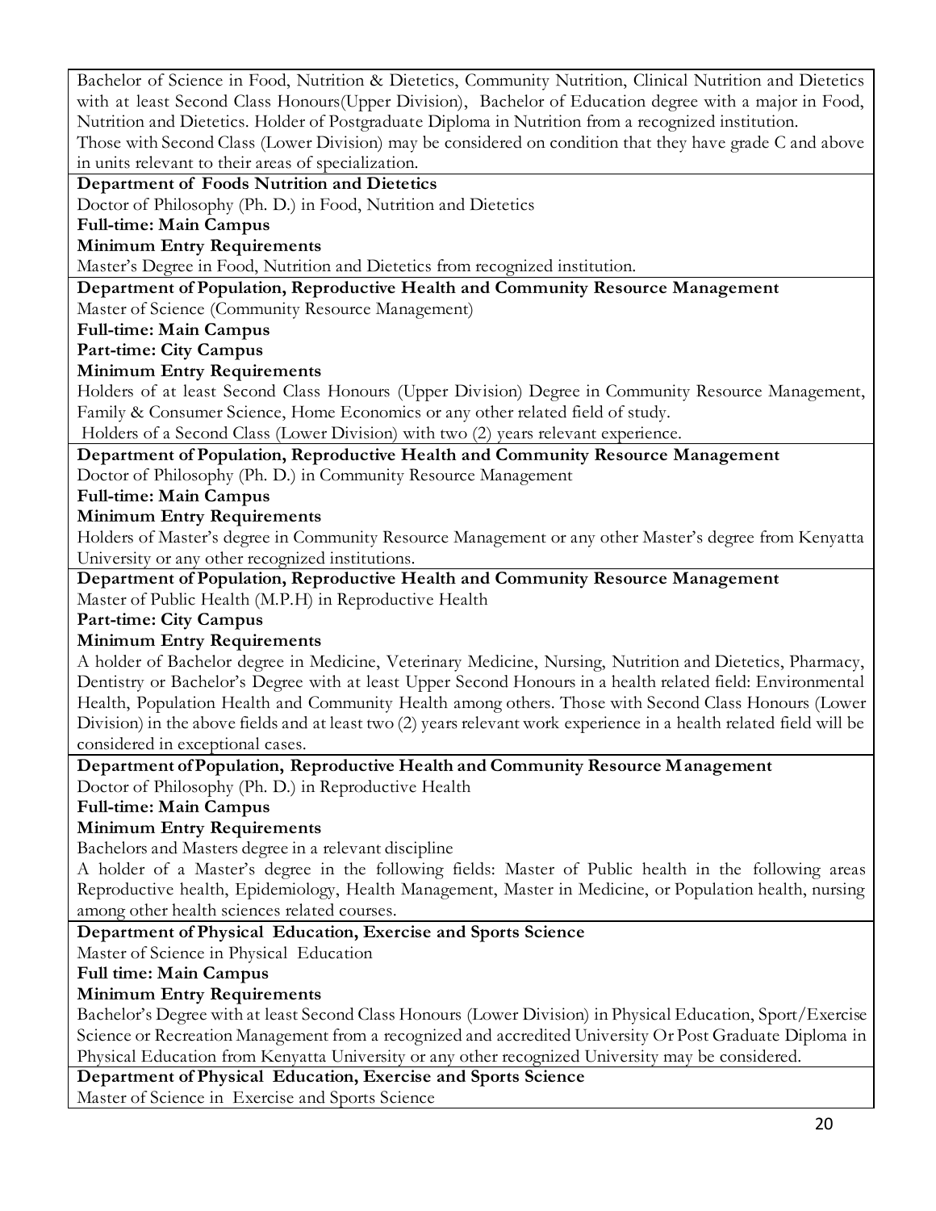Bachelor of Science in Food, Nutrition & Dietetics, Community Nutrition, Clinical Nutrition and Dietetics with at least Second Class Honours(Upper Division), Bachelor of Education degree with a major in Food, Nutrition and Dietetics. Holder of Postgraduate Diploma in Nutrition from a recognized institution.
Those with Second Class (Lower Division) may be considered on condition that they have grade C and above in units relevant to their areas of specialization.

**Department of Foods Nutrition and Dietetics**

Doctor of Philosophy (Ph. D.) in Food, Nutrition and Dietetics

**Full-time: Main Campus**

**Minimum Entry Requirements**

Master's Degree in Food, Nutrition and Dietetics from recognized institution.

**Department of Population, Reproductive Health and Community Resource Management**

Master of Science (Community Resource Management)

**Full-time: Main Campus**

**Part-time: City Campus**

**Minimum Entry Requirements**

Holders of at least Second Class Honours (Upper Division) Degree in Community Resource Management, Family & Consumer Science, Home Economics or any other related field of study.
Holders of a Second Class (Lower Division) with two (2) years relevant experience.

**Department of Population, Reproductive Health and Community Resource Management**

Doctor of Philosophy (Ph. D.) in Community Resource Management

**Full-time: Main Campus**

**Minimum Entry Requirements**

Holders of Master's degree in Community Resource Management or any other Master's degree from Kenyatta University or any other recognized institutions.

**Department of Population, Reproductive Health and Community Resource Management**

Master of Public Health (M.P.H) in Reproductive Health

**Part-time: City Campus**

**Minimum Entry Requirements**

A holder of Bachelor degree in Medicine, Veterinary Medicine, Nursing, Nutrition and Dietetics, Pharmacy, Dentistry or Bachelor's Degree with at least Upper Second Honours in a health related field: Environmental Health, Population Health and Community Health among others. Those with Second Class Honours (Lower Division) in the above fields and at least two (2) years relevant work experience in a health related field will be considered in exceptional cases.

**Department of Population, Reproductive Health and Community Resource Management**

Doctor of Philosophy (Ph. D.) in Reproductive Health

**Full-time: Main Campus**

**Minimum Entry Requirements**

Bachelors and Masters degree in a relevant discipline
A holder of a Master's degree in the following fields: Master of Public health in the following areas Reproductive health, Epidemiology, Health Management, Master in Medicine, or Population health, nursing among other health sciences related courses.

**Department of Physical Education, Exercise and Sports Science**

Master of Science in Physical Education

**Full time: Main Campus**

**Minimum Entry Requirements**

Bachelor's Degree with at least Second Class Honours (Lower Division) in Physical Education, Sport/Exercise Science or Recreation Management from a recognized and accredited University Or Post Graduate Diploma in Physical Education from Kenyatta University or any other recognized University may be considered.

**Department of Physical Education, Exercise and Sports Science**

Master of Science in Exercise and Sports Science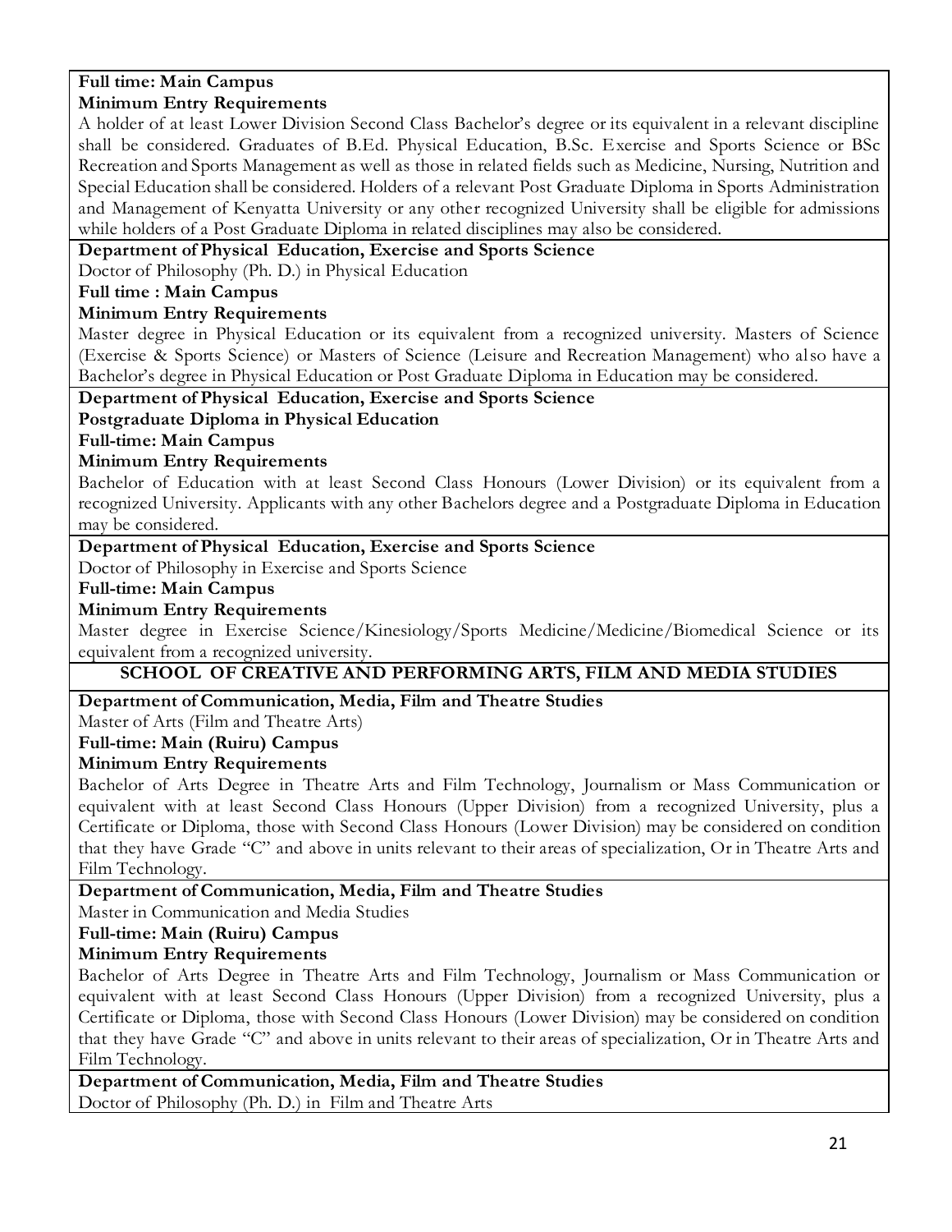**Full time: Main Campus**

**Minimum Entry Requirements**

A holder of at least Lower Division Second Class Bachelor's degree or its equivalent in a relevant discipline shall be considered. Graduates of B.Ed. Physical Education, B.Sc. Exercise and Sports Science or BSc Recreation and Sports Management as well as those in related fields such as Medicine, Nursing, Nutrition and Special Education shall be considered. Holders of a relevant Post Graduate Diploma in Sports Administration and Management of Kenyatta University or any other recognized University shall be eligible for admissions while holders of a Post Graduate Diploma in related disciplines may also be considered.

**Department of Physical Education, Exercise and Sports Science**

Doctor of Philosophy (Ph. D.) in Physical Education

**Full time : Main Campus**

**Minimum Entry Requirements**

Master degree in Physical Education or its equivalent from a recognized university. Masters of Science (Exercise & Sports Science) or Masters of Science (Leisure and Recreation Management) who also have a Bachelor's degree in Physical Education or Post Graduate Diploma in Education may be considered.

**Department of Physical Education, Exercise and Sports Science**

**Postgraduate Diploma in Physical Education**

**Full-time: Main Campus**

**Minimum Entry Requirements**

Bachelor of Education with at least Second Class Honours (Lower Division) or its equivalent from a recognized University. Applicants with any other Bachelors degree and a Postgraduate Diploma in Education may be considered.

**Department of Physical Education, Exercise and Sports Science**

Doctor of Philosophy in Exercise and Sports Science

**Full-time: Main Campus**

**Minimum Entry Requirements**

Master degree in Exercise Science/Kinesiology/Sports Medicine/Medicine/Biomedical Science or its equivalent from a recognized university.

## SCHOOL OF CREATIVE AND PERFORMING ARTS, FILM AND MEDIA STUDIES

**Department of Communication, Media, Film and Theatre Studies**

Master of Arts (Film and Theatre Arts)

**Full-time: Main (Ruiru) Campus**

**Minimum Entry Requirements**

Bachelor of Arts Degree in Theatre Arts and Film Technology, Journalism or Mass Communication or equivalent with at least Second Class Honours (Upper Division) from a recognized University, plus a Certificate or Diploma, those with Second Class Honours (Lower Division) may be considered on condition that they have Grade "C" and above in units relevant to their areas of specialization, Or in Theatre Arts and Film Technology.

**Department of Communication, Media, Film and Theatre Studies**

Master in Communication and Media Studies

**Full-time: Main (Ruiru) Campus**

**Minimum Entry Requirements**

Bachelor of Arts Degree in Theatre Arts and Film Technology, Journalism or Mass Communication or equivalent with at least Second Class Honours (Upper Division) from a recognized University, plus a Certificate or Diploma, those with Second Class Honours (Lower Division) may be considered on condition that they have Grade "C" and above in units relevant to their areas of specialization, Or in Theatre Arts and Film Technology.

**Department of Communication, Media, Film and Theatre Studies**

Doctor of Philosophy (Ph. D.) in Film and Theatre Arts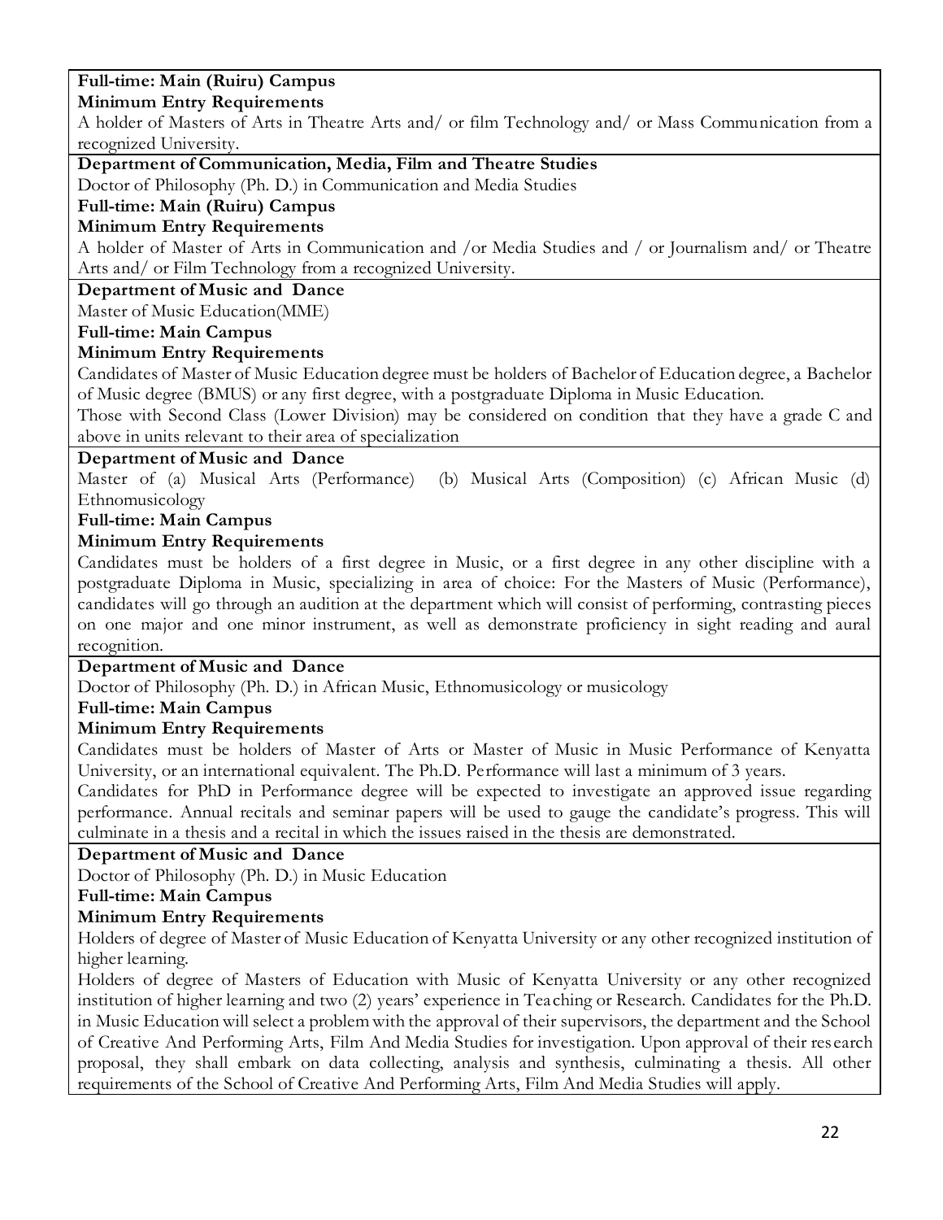**Full-time: Main (Ruiru) Campus**

**Minimum Entry Requirements**

A holder of Masters of Arts in Theatre Arts and/ or film Technology and/ or Mass Communication from a recognized University.

**Department of Communication, Media, Film and Theatre Studies**

Doctor of Philosophy (Ph. D.) in Communication and Media Studies

**Full-time: Main (Ruiru) Campus**

**Minimum Entry Requirements**

A holder of Master of Arts in Communication and /or Media Studies and / or Journalism and/ or Theatre Arts and/ or Film Technology from a recognized University.

**Department of Music and Dance**

Master of Music Education(MME)

**Full-time: Main Campus**

**Minimum Entry Requirements**

Candidates of Master of Music Education degree must be holders of Bachelor of Education degree, a Bachelor of Music degree (BMUS) or any first degree, with a postgraduate Diploma in Music Education.

Those with Second Class (Lower Division) may be considered on condition that they have a grade C and above in units relevant to their area of specialization

**Department of Music and Dance**

Master of (a) Musical Arts (Performance) (b) Musical Arts (Composition) (c) African Music (d) Ethnomusicology

**Full-time: Main Campus**

**Minimum Entry Requirements**

Candidates must be holders of a first degree in Music, or a first degree in any other discipline with a postgraduate Diploma in Music, specializing in area of choice: For the Masters of Music (Performance), candidates will go through an audition at the department which will consist of performing, contrasting pieces on one major and one minor instrument, as well as demonstrate proficiency in sight reading and aural recognition.

**Department of Music and Dance**

Doctor of Philosophy (Ph. D.) in African Music, Ethnomusicology or musicology

**Full-time: Main Campus**

**Minimum Entry Requirements**

Candidates must be holders of Master of Arts or Master of Music in Music Performance of Kenyatta University, or an international equivalent. The Ph.D. Performance will last a minimum of 3 years.

Candidates for PhD in Performance degree will be expected to investigate an approved issue regarding performance. Annual recitals and seminar papers will be used to gauge the candidate's progress. This will culminate in a thesis and a recital in which the issues raised in the thesis are demonstrated.

**Department of Music and Dance**

Doctor of Philosophy (Ph. D.) in Music Education

**Full-time: Main Campus**

**Minimum Entry Requirements**

Holders of degree of Master of Music Education of Kenyatta University or any other recognized institution of higher learning.

Holders of degree of Masters of Education with Music of Kenyatta University or any other recognized institution of higher learning and two (2) years' experience in Teaching or Research. Candidates for the Ph.D. in Music Education will select a problem with the approval of their supervisors, the department and the School of Creative And Performing Arts, Film And Media Studies for investigation. Upon approval of their research proposal, they shall embark on data collecting, analysis and synthesis, culminating a thesis. All other requirements of the School of Creative And Performing Arts, Film And Media Studies will apply.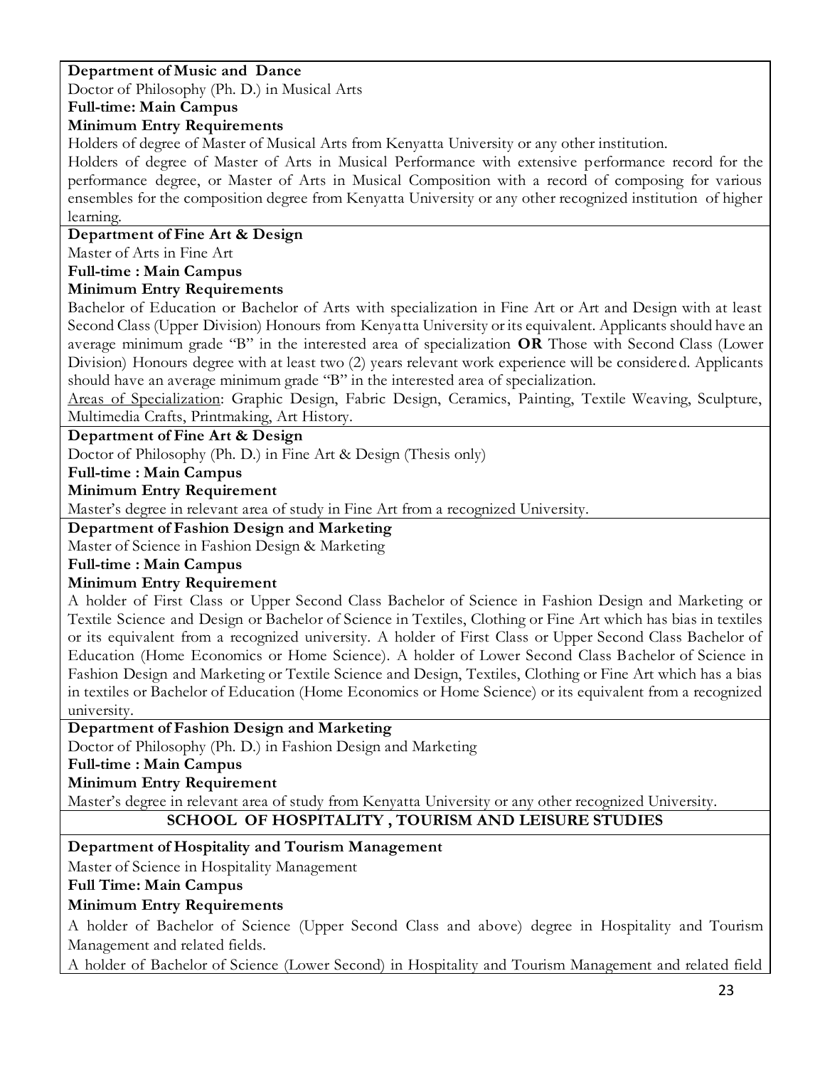**Department of Music and Dance**

Doctor of Philosophy (Ph. D.) in Musical Arts

**Full-time: Main Campus**

**Minimum Entry Requirements**

Holders of degree of Master of Musical Arts from Kenyatta University or any other institution.

Holders of degree of Master of Arts in Musical Performance with extensive performance record for the performance degree, or Master of Arts in Musical Composition with a record of composing for various ensembles for the composition degree from Kenyatta University or any other recognized institution of higher learning.

**Department of Fine Art & Design**

Master of Arts in Fine Art

**Full-time : Main Campus**

**Minimum Entry Requirements**

Bachelor of Education or Bachelor of Arts with specialization in Fine Art or Art and Design with at least Second Class (Upper Division) Honours from Kenyatta University or its equivalent. Applicants should have an average minimum grade "B" in the interested area of specialization **OR** Those with Second Class (Lower Division) Honours degree with at least two (2) years relevant work experience will be considered. Applicants should have an average minimum grade "B" in the interested area of specialization.

Areas of Specialization: Graphic Design, Fabric Design, Ceramics, Painting, Textile Weaving, Sculpture, Multimedia Crafts, Printmaking, Art History.

**Department of Fine Art & Design**

Doctor of Philosophy (Ph. D.) in Fine Art & Design (Thesis only)

**Full-time : Main Campus**

**Minimum Entry Requirement**

Master's degree in relevant area of study in Fine Art from a recognized University.

**Department of Fashion Design and Marketing**

Master of Science in Fashion Design & Marketing

**Full-time : Main Campus**

**Minimum Entry Requirement**

A holder of First Class or Upper Second Class Bachelor of Science in Fashion Design and Marketing or Textile Science and Design or Bachelor of Science in Textiles, Clothing or Fine Art which has bias in textiles or its equivalent from a recognized university. A holder of First Class or Upper Second Class Bachelor of Education (Home Economics or Home Science). A holder of Lower Second Class Bachelor of Science in Fashion Design and Marketing or Textile Science and Design, Textiles, Clothing or Fine Art which has a bias in textiles or Bachelor of Education (Home Economics or Home Science) or its equivalent from a recognized university.

**Department of Fashion Design and Marketing**

Doctor of Philosophy (Ph. D.) in Fashion Design and Marketing

**Full-time : Main Campus**

**Minimum Entry Requirement**

Master's degree in relevant area of study from Kenyatta University or any other recognized University.

## SCHOOL OF HOSPITALITY , TOURISM AND LEISURE STUDIES

**Department of Hospitality and Tourism Management**

Master of Science in Hospitality Management

**Full Time: Main Campus**

**Minimum Entry Requirements**

A holder of Bachelor of Science (Upper Second Class and above) degree in Hospitality and Tourism Management and related fields.

A holder of Bachelor of Science (Lower Second) in Hospitality and Tourism Management and related field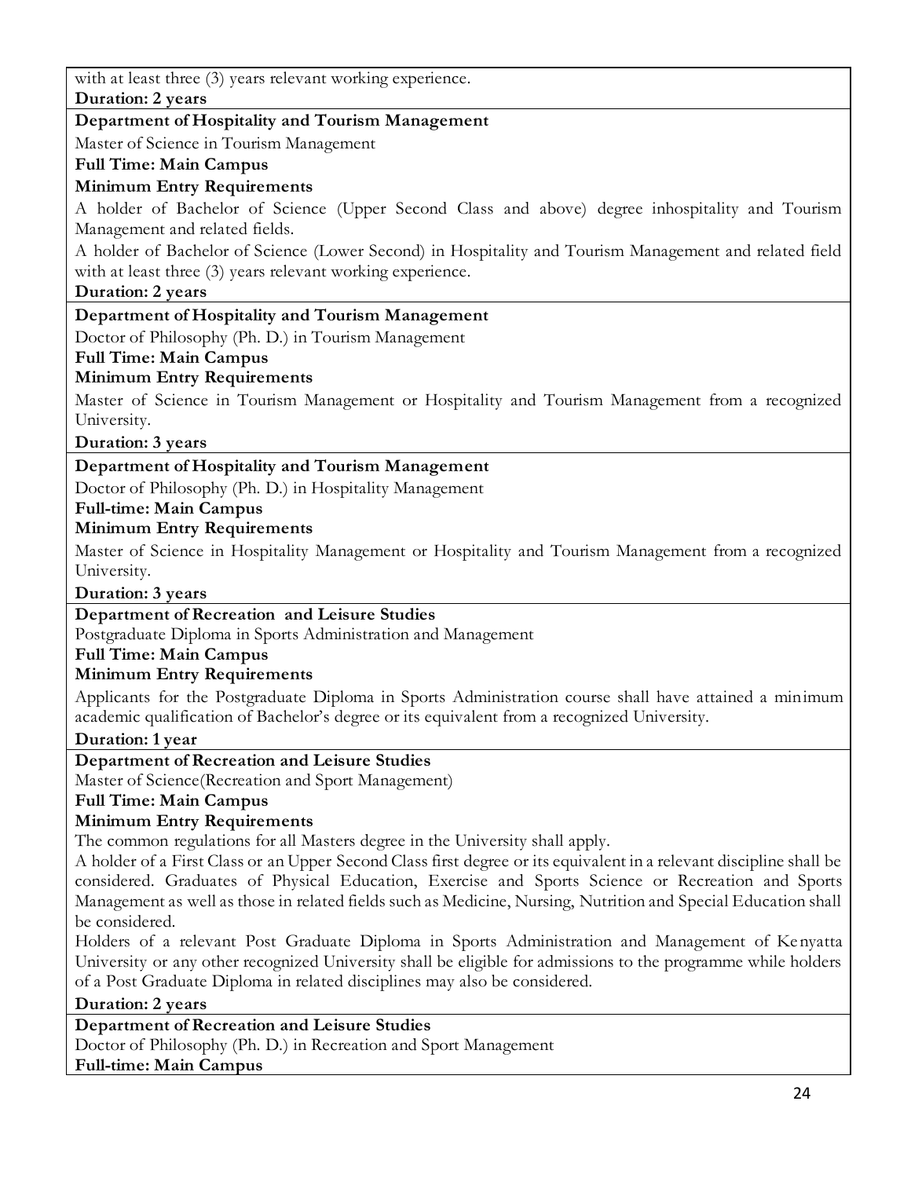with at least three (3) years relevant working experience.

**Duration: 2 years**

**Department of Hospitality and Tourism Management**

Master of Science in Tourism Management

**Full Time: Main Campus**

**Minimum Entry Requirements**

A holder of Bachelor of Science (Upper Second Class and above) degree inhospitality and Tourism Management and related fields.

A holder of Bachelor of Science (Lower Second) in Hospitality and Tourism Management and related field with at least three (3) years relevant working experience.

**Duration: 2 years**

**Department of Hospitality and Tourism Management**

Doctor of Philosophy (Ph. D.) in Tourism Management

**Full Time: Main Campus**

**Minimum Entry Requirements**

Master of Science in Tourism Management or Hospitality and Tourism Management from a recognized University.

**Duration: 3 years**

**Department of Hospitality and Tourism Management**

Doctor of Philosophy (Ph. D.) in Hospitality Management

**Full-time: Main Campus**

**Minimum Entry Requirements**

Master of Science in Hospitality Management or Hospitality and Tourism Management from a recognized University.

**Duration: 3 years**

**Department of Recreation and Leisure Studies**

Postgraduate Diploma in Sports Administration and Management

**Full Time: Main Campus**

**Minimum Entry Requirements**

Applicants for the Postgraduate Diploma in Sports Administration course shall have attained a minimum academic qualification of Bachelor's degree or its equivalent from a recognized University.

**Duration: 1 year**

**Department of Recreation and Leisure Studies**

Master of Science(Recreation and Sport Management)

**Full Time: Main Campus**

**Minimum Entry Requirements**

The common regulations for all Masters degree in the University shall apply.

A holder of a First Class or an Upper Second Class first degree or its equivalent in a relevant discipline shall be considered. Graduates of Physical Education, Exercise and Sports Science or Recreation and Sports Management as well as those in related fields such as Medicine, Nursing, Nutrition and Special Education shall be considered.

Holders of a relevant Post Graduate Diploma in Sports Administration and Management of Kenyatta University or any other recognized University shall be eligible for admissions to the programme while holders of a Post Graduate Diploma in related disciplines may also be considered.

**Duration: 2 years**

**Department of Recreation and Leisure Studies**

Doctor of Philosophy (Ph. D.) in Recreation and Sport Management

**Full-time: Main Campus**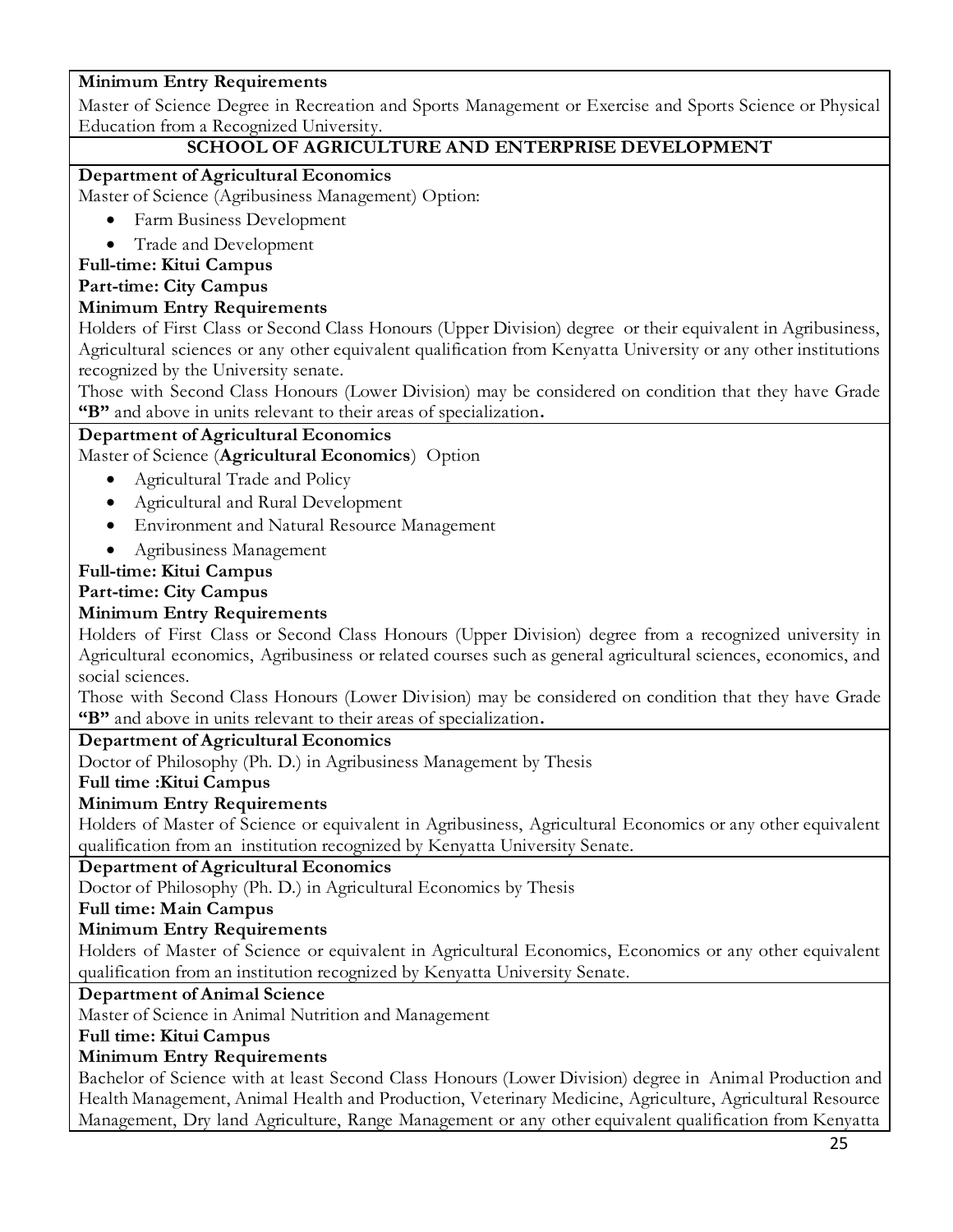**Minimum Entry Requirements**

Master of Science Degree in Recreation and Sports Management or Exercise and Sports Science or Physical Education from a Recognized University.

## SCHOOL OF AGRICULTURE AND ENTERPRISE DEVELOPMENT

**Department of Agricultural Economics**

Master of Science (Agribusiness Management) Option:

- Farm Business Development
- Trade and Development

**Full-time: Kitui Campus**

**Part-time: City Campus**

**Minimum Entry Requirements**

Holders of First Class or Second Class Honours (Upper Division) degree or their equivalent in Agribusiness, Agricultural sciences or any other equivalent qualification from Kenyatta University or any other institutions recognized by the University senate.

Those with Second Class Honours (Lower Division) may be considered on condition that they have Grade **"B"** and above in units relevant to their areas of specialization**.**

**Department of Agricultural Economics**

Master of Science (**Agricultural Economics**) Option

- Agricultural Trade and Policy
- Agricultural and Rural Development
- Environment and Natural Resource Management
- Agribusiness Management

**Full-time: Kitui Campus**

**Part-time: City Campus**

**Minimum Entry Requirements**

Holders of First Class or Second Class Honours (Upper Division) degree from a recognized university in Agricultural economics, Agribusiness or related courses such as general agricultural sciences, economics, and social sciences.

Those with Second Class Honours (Lower Division) may be considered on condition that they have Grade **"B"** and above in units relevant to their areas of specialization**.**

**Department of Agricultural Economics**

Doctor of Philosophy (Ph. D.) in Agribusiness Management by Thesis

**Full time :Kitui Campus**

**Minimum Entry Requirements**

Holders of Master of Science or equivalent in Agribusiness, Agricultural Economics or any other equivalent qualification from an institution recognized by Kenyatta University Senate.

**Department of Agricultural Economics**

Doctor of Philosophy (Ph. D.) in Agricultural Economics by Thesis

**Full time: Main Campus**

**Minimum Entry Requirements**

Holders of Master of Science or equivalent in Agricultural Economics, Economics or any other equivalent qualification from an institution recognized by Kenyatta University Senate.

**Department of Animal Science**

Master of Science in Animal Nutrition and Management

**Full time: Kitui Campus**

**Minimum Entry Requirements**

Bachelor of Science with at least Second Class Honours (Lower Division) degree in Animal Production and Health Management, Animal Health and Production, Veterinary Medicine, Agriculture, Agricultural Resource Management, Dry land Agriculture, Range Management or any other equivalent qualification from Kenyatta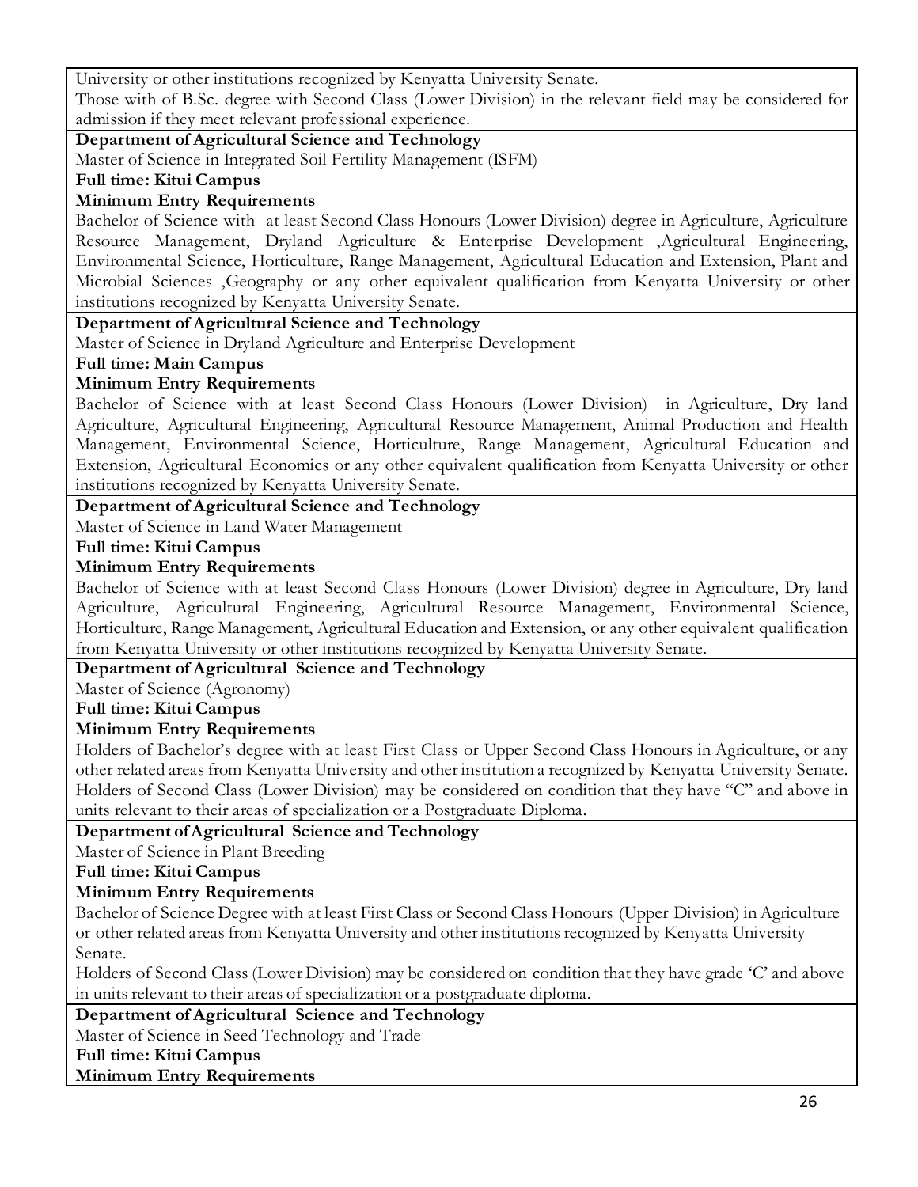University or other institutions recognized by Kenyatta University Senate.

Those with of B.Sc. degree with Second Class (Lower Division) in the relevant field may be considered for admission if they meet relevant professional experience.

**Department of Agricultural Science and Technology**

Master of Science in Integrated Soil Fertility Management (ISFM)

**Full time: Kitui Campus**

**Minimum Entry Requirements**

Bachelor of Science with at least Second Class Honours (Lower Division) degree in Agriculture, Agriculture Resource Management, Dryland Agriculture & Enterprise Development ,Agricultural Engineering, Environmental Science, Horticulture, Range Management, Agricultural Education and Extension, Plant and Microbial Sciences ,Geography or any other equivalent qualification from Kenyatta University or other institutions recognized by Kenyatta University Senate.

**Department of Agricultural Science and Technology**

Master of Science in Dryland Agriculture and Enterprise Development

**Full time: Main Campus**

**Minimum Entry Requirements**

Bachelor of Science with at least Second Class Honours (Lower Division) in Agriculture, Dry land Agriculture, Agricultural Engineering, Agricultural Resource Management, Animal Production and Health Management, Environmental Science, Horticulture, Range Management, Agricultural Education and Extension, Agricultural Economics or any other equivalent qualification from Kenyatta University or other institutions recognized by Kenyatta University Senate.

**Department of Agricultural Science and Technology**

Master of Science in Land Water Management

**Full time: Kitui Campus**

**Minimum Entry Requirements**

Bachelor of Science with at least Second Class Honours (Lower Division) degree in Agriculture, Dry land Agriculture, Agricultural Engineering, Agricultural Resource Management, Environmental Science, Horticulture, Range Management, Agricultural Education and Extension, or any other equivalent qualification from Kenyatta University or other institutions recognized by Kenyatta University Senate.

**Department of Agricultural Science and Technology**

Master of Science (Agronomy)

**Full time: Kitui Campus**

**Minimum Entry Requirements**

Holders of Bachelor's degree with at least First Class or Upper Second Class Honours in Agriculture, or any other related areas from Kenyatta University and other institution a recognized by Kenyatta University Senate. Holders of Second Class (Lower Division) may be considered on condition that they have "C" and above in units relevant to their areas of specialization or a Postgraduate Diploma.

**Department of Agricultural Science and Technology**

Master of Science in Plant Breeding

**Full time: Kitui Campus**

**Minimum Entry Requirements**

Bachelor of Science Degree with at least First Class or Second Class Honours (Upper Division) in Agriculture or other related areas from Kenyatta University and other institutions recognized by Kenyatta University Senate.

Holders of Second Class (Lower Division) may be considered on condition that they have grade 'C' and above in units relevant to their areas of specialization or a postgraduate diploma.

**Department of Agricultural Science and Technology**

Master of Science in Seed Technology and Trade

**Full time: Kitui Campus**

**Minimum Entry Requirements**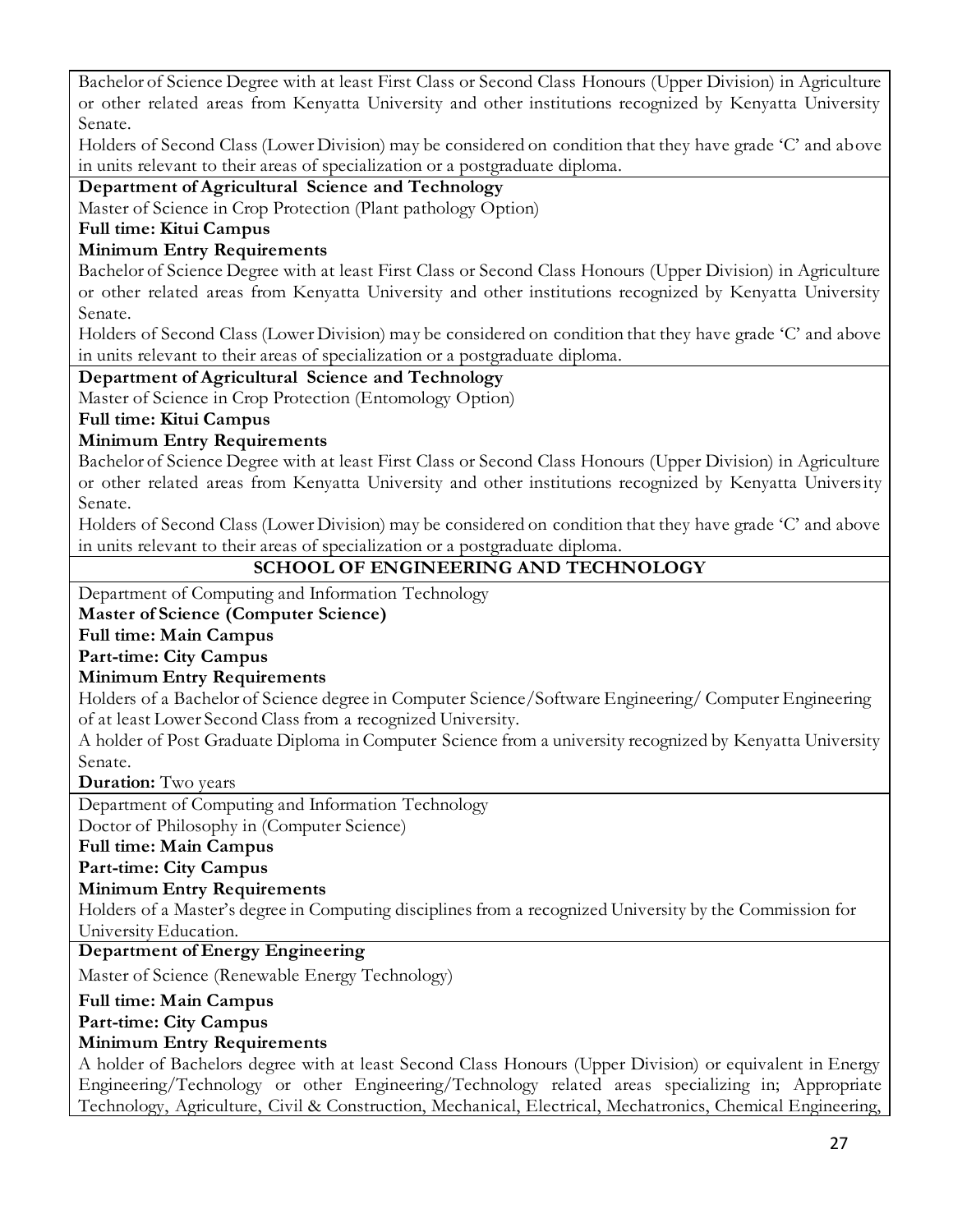Bachelor of Science Degree with at least First Class or Second Class Honours (Upper Division) in Agriculture or other related areas from Kenyatta University and other institutions recognized by Kenyatta University Senate.

Holders of Second Class (Lower Division) may be considered on condition that they have grade 'C' and above in units relevant to their areas of specialization or a postgraduate diploma.

**Department of Agricultural Science and Technology**

Master of Science in Crop Protection (Plant pathology Option)

**Full time: Kitui Campus**

**Minimum Entry Requirements**

Bachelor of Science Degree with at least First Class or Second Class Honours (Upper Division) in Agriculture or other related areas from Kenyatta University and other institutions recognized by Kenyatta University Senate.

Holders of Second Class (Lower Division) may be considered on condition that they have grade 'C' and above in units relevant to their areas of specialization or a postgraduate diploma.

**Department of Agricultural Science and Technology**

Master of Science in Crop Protection (Entomology Option)

**Full time: Kitui Campus**

**Minimum Entry Requirements**

Bachelor of Science Degree with at least First Class or Second Class Honours (Upper Division) in Agriculture or other related areas from Kenyatta University and other institutions recognized by Kenyatta University Senate.

Holders of Second Class (Lower Division) may be considered on condition that they have grade 'C' and above in units relevant to their areas of specialization or a postgraduate diploma.

## SCHOOL OF ENGINEERING AND TECHNOLOGY

Department of Computing and Information Technology

**Master of Science (Computer Science)**

**Full time: Main Campus**

**Part-time: City Campus**

**Minimum Entry Requirements**

Holders of a Bachelor of Science degree in Computer Science/Software Engineering/ Computer Engineering of at least Lower Second Class from a recognized University.

A holder of Post Graduate Diploma in Computer Science from a university recognized by Kenyatta University Senate.

**Duration:** Two years

Department of Computing and Information Technology

Doctor of Philosophy in (Computer Science)

**Full time: Main Campus**

**Part-time: City Campus**

**Minimum Entry Requirements**

Holders of a Master's degree in Computing disciplines from a recognized University by the Commission for University Education.

**Department of Energy Engineering**

Master of Science (Renewable Energy Technology)

**Full time: Main Campus**

**Part-time: City Campus**

**Minimum Entry Requirements**

A holder of Bachelors degree with at least Second Class Honours (Upper Division) or equivalent in Energy Engineering/Technology or other Engineering/Technology related areas specializing in; Appropriate Technology, Agriculture, Civil & Construction, Mechanical, Electrical, Mechatronics, Chemical Engineering,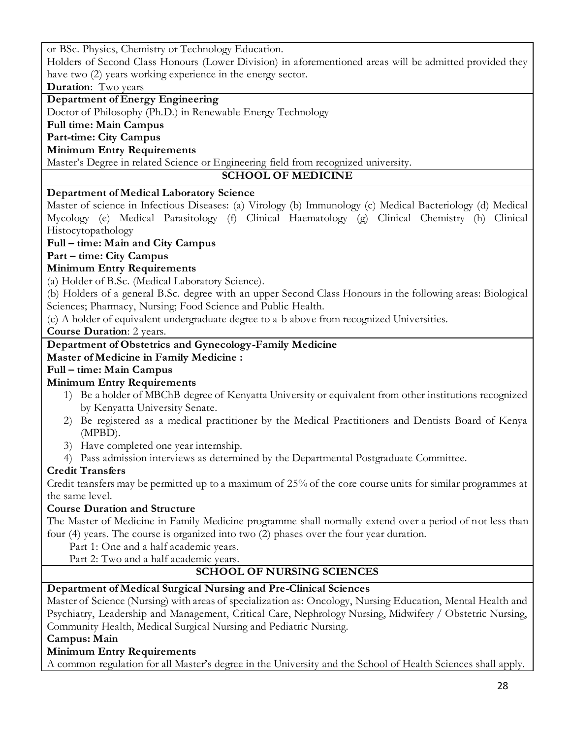or BSc. Physics, Chemistry or Technology Education.

Holders of Second Class Honours (Lower Division) in aforementioned areas will be admitted provided they have two (2) years working experience in the energy sector.

**Duration**: Two years

**Department of Energy Engineering**

Doctor of Philosophy (Ph.D.) in Renewable Energy Technology

**Full time: Main Campus**

**Part-time: City Campus**

**Minimum Entry Requirements**

Master's Degree in related Science or Engineering field from recognized university.

## SCHOOL OF MEDICINE

**Department of Medical Laboratory Science**

Master of science in Infectious Diseases: (a) Virology (b) Immunology (c) Medical Bacteriology (d) Medical Mycology (e) Medical Parasitology (f) Clinical Haematology (g) Clinical Chemistry (h) Clinical Histocytopathology

**Full – time: Main and City Campus**

**Part – time: City Campus**

**Minimum Entry Requirements**

(a) Holder of B.Sc. (Medical Laboratory Science).

(b) Holders of a general B.Sc. degree with an upper Second Class Honours in the following areas: Biological Sciences; Pharmacy, Nursing; Food Science and Public Health.

(c) A holder of equivalent undergraduate degree to a-b above from recognized Universities.

**Course Duration**: 2 years.

**Department of Obstetrics and Gynecology-Family Medicine**

**Master of Medicine in Family Medicine :**

**Full – time: Main Campus**

**Minimum Entry Requirements**

1) Be a holder of MBChB degree of Kenyatta University or equivalent from other institutions recognized by Kenyatta University Senate.
2) Be registered as a medical practitioner by the Medical Practitioners and Dentists Board of Kenya (MPBD).
3) Have completed one year internship.
4) Pass admission interviews as determined by the Departmental Postgraduate Committee.

**Credit Transfers**

Credit transfers may be permitted up to a maximum of 25% of the core course units for similar programmes at the same level.

**Course Duration and Structure**

The Master of Medicine in Family Medicine programme shall normally extend over a period of not less than four (4) years. The course is organized into two (2) phases over the four year duration.

Part 1: One and a half academic years.

Part 2: Two and a half academic years.

## SCHOOL OF NURSING SCIENCES

**Department of Medical Surgical Nursing and Pre-Clinical Sciences**

Master of Science (Nursing) with areas of specialization as: Oncology, Nursing Education, Mental Health and Psychiatry, Leadership and Management, Critical Care, Nephrology Nursing, Midwifery / Obstetric Nursing, Community Health, Medical Surgical Nursing and Pediatric Nursing.

**Campus: Main**

**Minimum Entry Requirements**

A common regulation for all Master's degree in the University and the School of Health Sciences shall apply.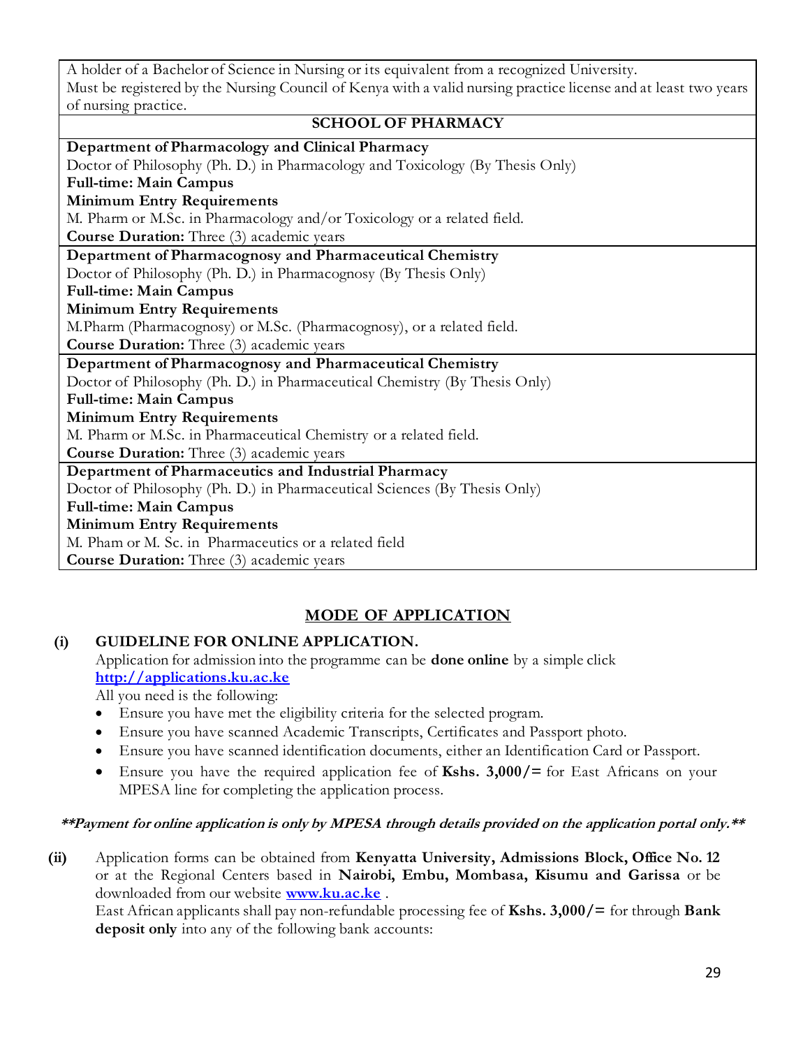A holder of a Bachelor of Science in Nursing or its equivalent from a recognized University.
Must be registered by the Nursing Council of Kenya with a valid nursing practice license and at least two years of nursing practice.

**SCHOOL OF PHARMACY**

**Department of Pharmacology and Clinical Pharmacy**
Doctor of Philosophy (Ph. D.) in Pharmacology and Toxicology (By Thesis Only)
**Full-time: Main Campus**
**Minimum Entry Requirements**
M. Pharm or M.Sc. in Pharmacology and/or Toxicology or a related field.
**Course Duration:** Three (3) academic years

**Department of Pharmacognosy and Pharmaceutical Chemistry**
Doctor of Philosophy (Ph. D.) in Pharmacognosy (By Thesis Only)
**Full-time: Main Campus**
**Minimum Entry Requirements**
M.Pharm (Pharmacognosy) or M.Sc. (Pharmacognosy), or a related field.
**Course Duration:** Three (3) academic years

**Department of Pharmacognosy and Pharmaceutical Chemistry**
Doctor of Philosophy (Ph. D.) in Pharmaceutical Chemistry (By Thesis Only)
**Full-time: Main Campus**
**Minimum Entry Requirements**
M. Pharm or M.Sc. in Pharmaceutical Chemistry or a related field.
**Course Duration:** Three (3) academic years

**Department of Pharmaceutics and Industrial Pharmacy**
Doctor of Philosophy (Ph. D.) in Pharmaceutical Sciences (By Thesis Only)
**Full-time: Main Campus**
**Minimum Entry Requirements**
M. Pham or M. Sc. in Pharmaceutics or a related field
**Course Duration:** Three (3) academic years

## MODE OF APPLICATION

**(i) GUIDELINE FOR ONLINE APPLICATION.**

Application for admission into the programme can be **done online** by a simple click **http://applications.ku.ac.ke**

All you need is the following:

- Ensure you have met the eligibility criteria for the selected program.
- Ensure you have scanned Academic Transcripts, Certificates and Passport photo.
- Ensure you have scanned identification documents, either an Identification Card or Passport.
- Ensure you have the required application fee of **Kshs. 3,000/=** for East Africans on your MPESA line for completing the application process.

***\*\*Payment for online application is only by MPESA through details provided on the application portal only.\*\****

**(ii)** Application forms can be obtained from **Kenyatta University, Admissions Block, Office No. 12** or at the Regional Centers based in **Nairobi, Embu, Mombasa, Kisumu and Garissa** or be downloaded from our website **www.ku.ac.ke** .

East African applicants shall pay non-refundable processing fee of **Kshs. 3,000/=** for through **Bank deposit only** into any of the following bank accounts: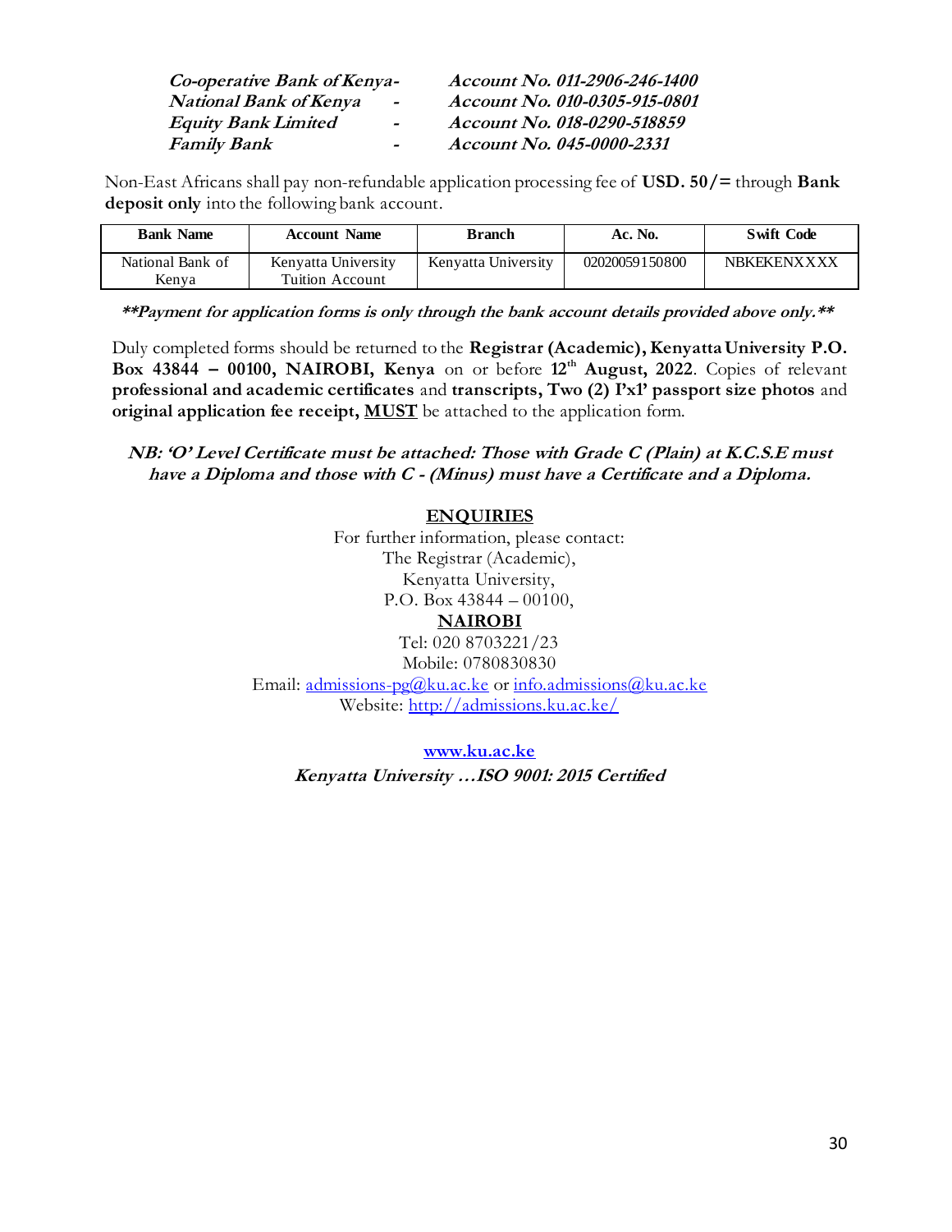*Co-operative Bank of Kenya-* *Account No. 011-2906-246-1400*
*National Bank of Kenya -* *Account No. 010-0305-915-0801*
*Equity Bank Limited -* *Account No. 018-0290-518859*
*Family Bank -* *Account No. 045-0000-2331*

Non-East Africans shall pay non-refundable application processing fee of **USD. 50/=** through **Bank deposit only** into the following bank account.

| Bank Name | Account Name | Branch | Ac. No. | Swift Code |
|---|---|---|---|---|
| National Bank of Kenya | Kenyatta University Tuition Account | Kenyatta University | 02020059150800 | NBKEKENXXXX |

***\*\*Payment for application forms is only through the bank account details provided above only.\*\****

Duly completed forms should be returned to the **Registrar (Academic), Kenyatta University P.O. Box 43844 – 00100, NAIROBI, Kenya** on or before **12th August, 2022**. Copies of relevant **professional and academic certificates** and **transcripts, Two (2) I'x1' passport size photos** and **original application fee receipt, <u>MUST</u>** be attached to the application form.

***NB: 'O' Level Certificate must be attached: Those with Grade C (Plain) at K.C.S.E must have a Diploma and those with C - (Minus) must have a Certificate and a Diploma.***

**<u>ENQUIRIES</u>**

For further information, please contact:
The Registrar (Academic),
Kenyatta University,
P.O. Box 43844 – 00100,
**<u>NAIROBI</u>**
Tel: 020 8703221/23
Mobile: 0780830830
Email: admissions-pg@ku.ac.ke or info.admissions@ku.ac.ke
Website: http://admissions.ku.ac.ke/

**www.ku.ac.ke**
***Kenyatta University …ISO 9001: 2015 Certified***